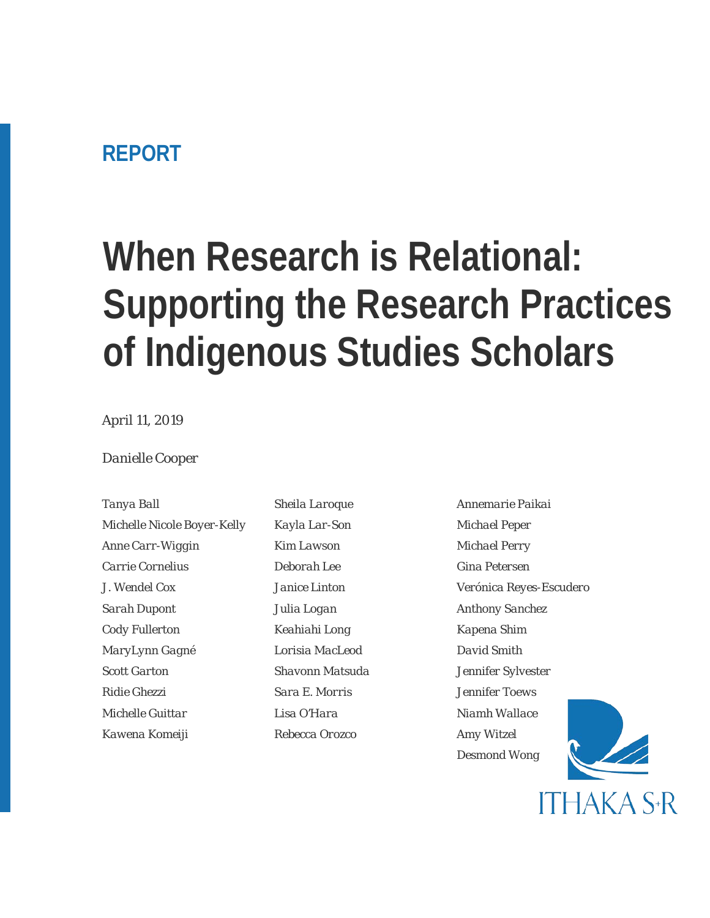REPORT

# When Research is Relational: Supporting the Research Practices of Indigenous Studies Scholars

*April 11, 2019*

*Danielle Cooper*

*Tanya Ball*
*Michelle Nicole Boyer-Kelly*
*Anne Carr-Wiggin*
*Carrie Cornelius*
*J. Wendel Cox*
*Sarah Dupont*
*Cody Fullerton*
*MaryLynn Gagné*
*Scott Garton*
*Ridie Ghezzi*
*Michelle Guittar*
*Kawena Komeiji*
*Sheila Laroque*
*Kayla Lar-Son*
*Kim Lawson*
*Deborah Lee*
*Janice Linton*
*Julia Logan*
*Keahiahi Long*
*Lorisia MacLeod*
*Shavonn Matsuda*
*Sara E. Morris*
*Lisa O'Hara*
*Rebecca Orozco*
*Annemarie Paikai*
*Michael Peper*
*Michael Perry*
*Gina Petersen*
*Verónica Reyes-Escudero*
*Anthony Sanchez*
*Kapena Shim*
*David Smith*
*Jennifer Sylvester*
*Jennifer Toews*
*Niamh Wallace*
*Amy Witzel*
*Desmond Wong*

ITHAKA S+R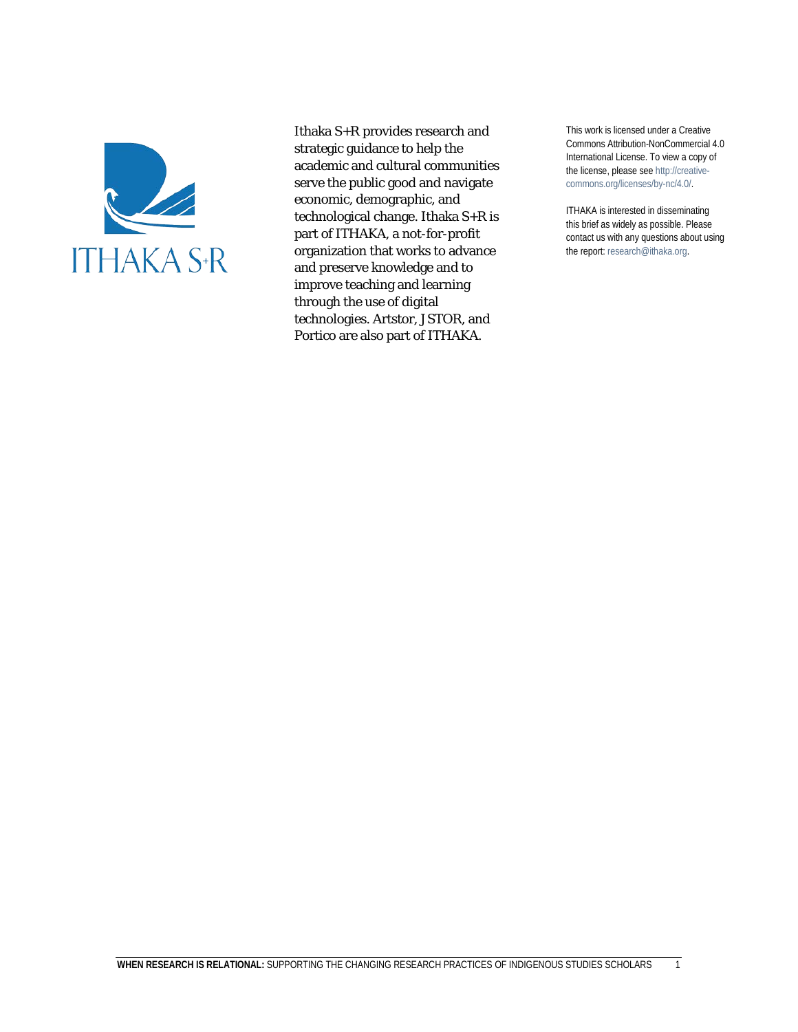ITHAKA S+R

Ithaka S+R provides research and strategic guidance to help the academic and cultural communities serve the public good and navigate economic, demographic, and technological change. Ithaka S+R is part of ITHAKA, a not-for-profit organization that works to advance and preserve knowledge and to improve teaching and learning through the use of digital technologies. Artstor, JSTOR, and Portico are also part of ITHAKA.

This work is licensed under a Creative Commons Attribution-NonCommercial 4.0 International License. To view a copy of the license, please see http://creative-commons.org/licenses/by-nc/4.0/.

ITHAKA is interested in disseminating this brief as widely as possible. Please contact us with any questions about using the report: research@ithaka.org.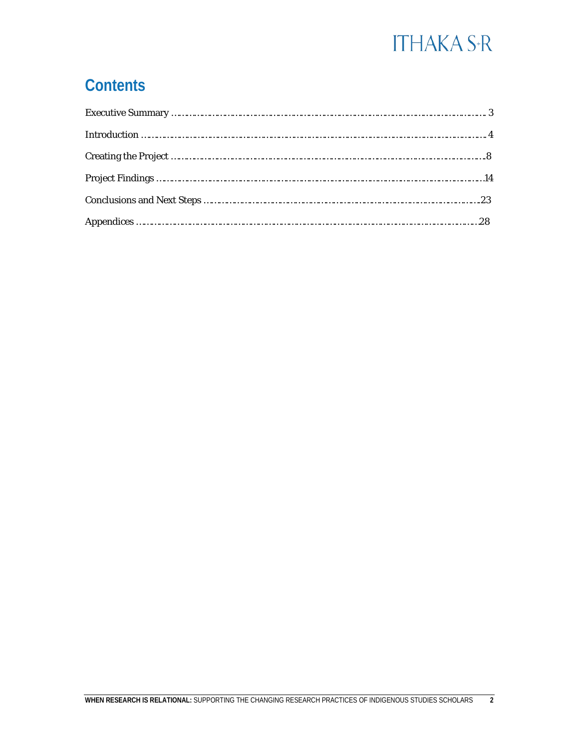# Contents

Executive Summary ........................................................................................................ 3

Introduction ...................................................................................................................... 4

Creating the Project ......................................................................................................... 8

Project Findings .............................................................................................................. 14

Conclusions and Next Steps .......................................................................................... 23

Appendices ..................................................................................................................... 28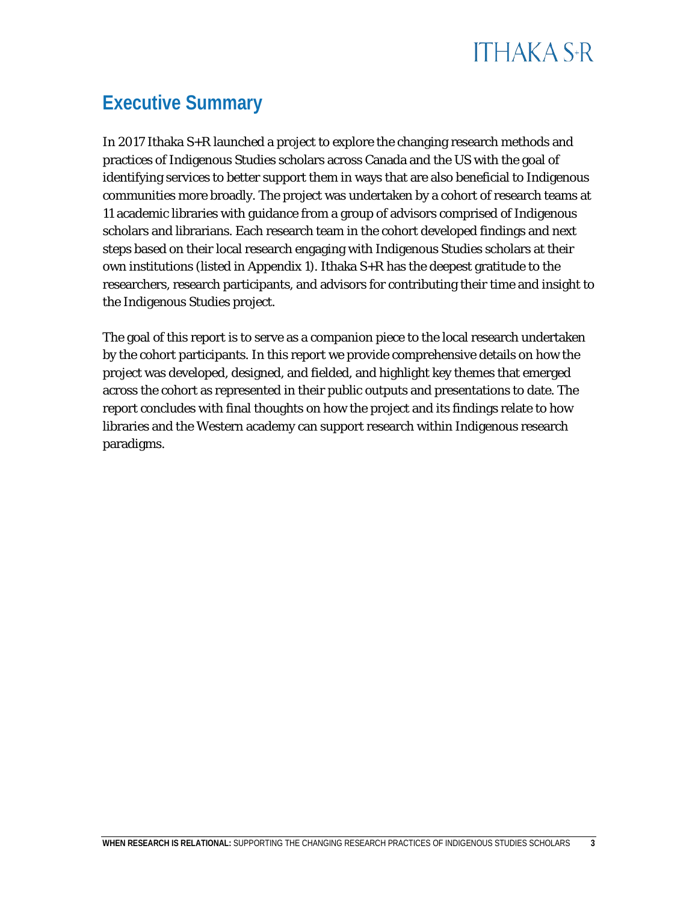## Executive Summary

In 2017 Ithaka S+R launched a project to explore the changing research methods and practices of Indigenous Studies scholars across Canada and the US with the goal of identifying services to better support them in ways that are also beneficial to Indigenous communities more broadly. The project was undertaken by a cohort of research teams at 11 academic libraries with guidance from a group of advisors comprised of Indigenous scholars and librarians. Each research team in the cohort developed findings and next steps based on their local research engaging with Indigenous Studies scholars at their own institutions (listed in Appendix 1). Ithaka S+R has the deepest gratitude to the researchers, research participants, and advisors for contributing their time and insight to the Indigenous Studies project.

The goal of this report is to serve as a companion piece to the local research undertaken by the cohort participants. In this report we provide comprehensive details on how the project was developed, designed, and fielded, and highlight key themes that emerged across the cohort as represented in their public outputs and presentations to date. The report concludes with final thoughts on how the project and its findings relate to how libraries and the Western academy can support research within Indigenous research paradigms.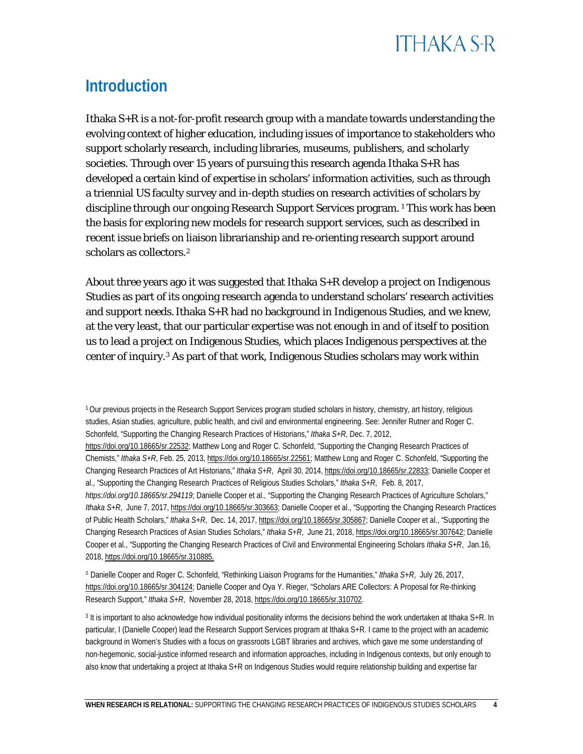## Introduction

Ithaka S+R is a not-for-profit research group with a mandate towards understanding the evolving context of higher education, including issues of importance to stakeholders who support scholarly research, including libraries, museums, publishers, and scholarly societies. Through over 15 years of pursuing this research agenda Ithaka S+R has developed a certain kind of expertise in scholars' information activities, such as through a triennial US faculty survey and in-depth studies on research activities of scholars by discipline through our ongoing Research Support Services program. [1] This work has been the basis for exploring new models for research support services, such as described in recent issue briefs on liaison librarianship and re-orienting research support around scholars as collectors.[2]

About three years ago it was suggested that Ithaka S+R develop a project on Indigenous Studies as part of its ongoing research agenda to understand scholars' research activities and support needs. Ithaka S+R had no background in Indigenous Studies, and we knew, at the very least, that our particular expertise was not enough in and of itself to position us to lead a project on Indigenous Studies, which places Indigenous perspectives at the center of inquiry.[3] As part of that work, Indigenous Studies scholars may work within

[1] Our previous projects in the Research Support Services program studied scholars in history, chemistry, art history, religious studies, Asian studies, agriculture, public health, and civil and environmental engineering. See: Jennifer Rutner and Roger C. Schonfeld, "Supporting the Changing Research Practices of Historians," *Ithaka S+R*, Dec. 7, 2012, https://doi.org/10.18665/sr.22532; Matthew Long and Roger C. Schonfeld, "Supporting the Changing Research Practices of Chemists," *Ithaka S+R*, Feb. 25, 2013, https://doi.org/10.18665/sr.22561; Matthew Long and Roger C. Schonfeld, "Supporting the Changing Research Practices of Art Historians," *Ithaka S+R*, April 30, 2014, https://doi.org/10.18665/sr.22833; Danielle Cooper et al., "Supporting the Changing Research Practices of Religious Studies Scholars," *Ithaka S+R*, Feb. 8, 2017, *https://doi.org/10.18665/sr.294119*; Danielle Cooper et al., "Supporting the Changing Research Practices of Agriculture Scholars," *Ithaka S+R*, June 7, 2017, https://doi.org/10.18665/sr.303663; Danielle Cooper et al., "Supporting the Changing Research Practices of Public Health Scholars," *Ithaka S+R*, Dec. 14, 2017, https://doi.org/10.18665/sr.305867; Danielle Cooper et al., "Supporting the Changing Research Practices of Asian Studies Scholars," *Ithaka S+R*, June 21, 2018, https://doi.org/10.18665/sr.307642; Danielle Cooper et al., "Supporting the Changing Research Practices of Civil and Environmental Engineering Scholars *Ithaka S+R*, Jan.16, 2018, https://doi.org/10.18665/sr.310885.

[2] Danielle Cooper and Roger C. Schonfeld, "Rethinking Liaison Programs for the Humanities," *Ithaka S+R*, July 26, 2017, https://doi.org/10.18665/sr.304124; Danielle Cooper and Oya Y. Rieger, "Scholars ARE Collectors: A Proposal for Re-thinking Research Support," *Ithaka S+R*, November 28, 2018, https://doi.org/10.18665/sr.310702.

[3] It is important to also acknowledge how individual positionality informs the decisions behind the work undertaken at Ithaka S+R. In particular, I (Danielle Cooper) lead the Research Support Services program at Ithaka S+R. I came to the project with an academic background in Women's Studies with a focus on grassroots LGBT libraries and archives, which gave me some understanding of non-hegemonic, social-justice informed research and information approaches, including in Indigenous contexts, but only enough to also know that undertaking a project at Ithaka S+R on Indigenous Studies would require relationship building and expertise far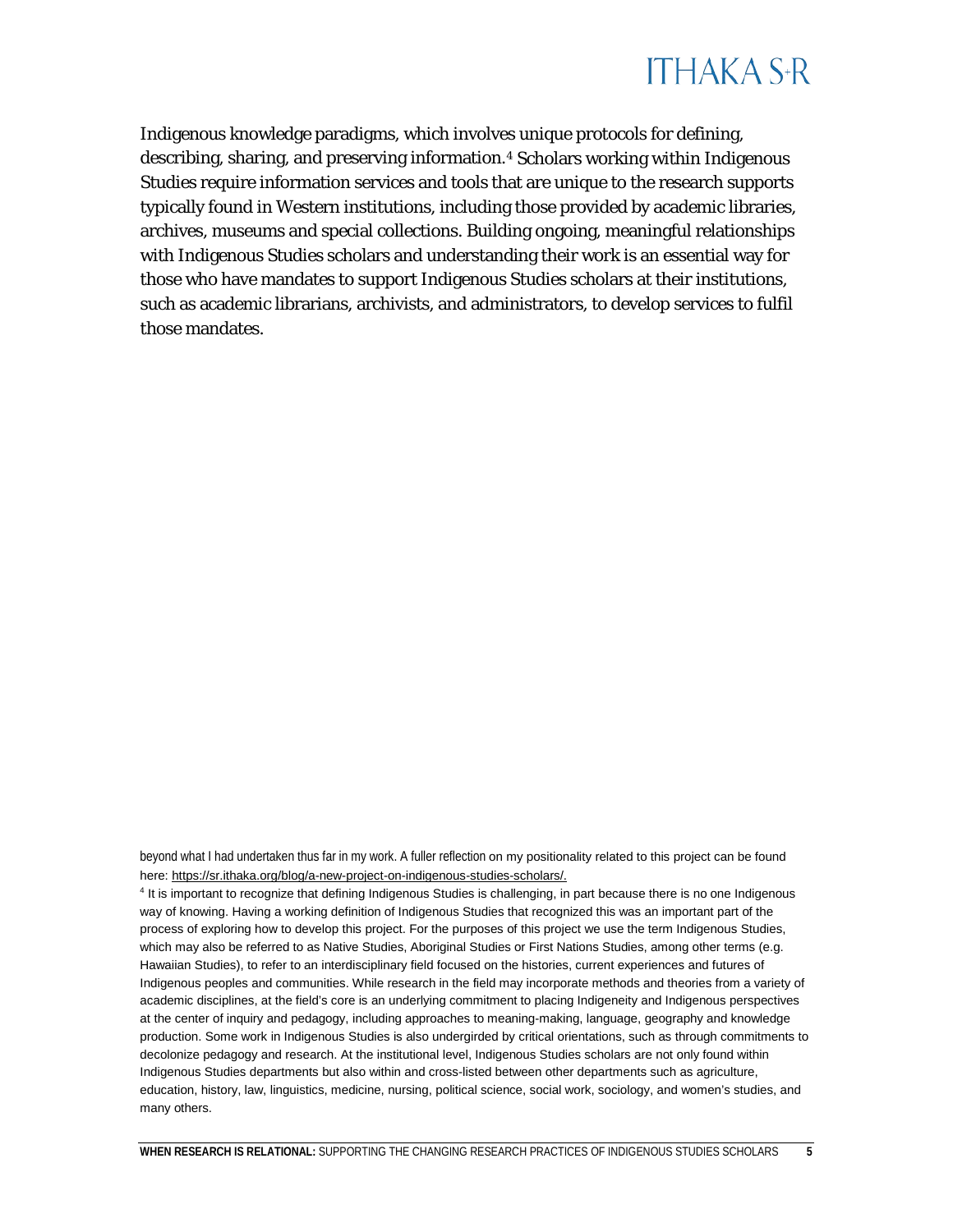Indigenous knowledge paradigms, which involves unique protocols for defining, describing, sharing, and preserving information.[4] Scholars working within Indigenous Studies require information services and tools that are unique to the research supports typically found in Western institutions, including those provided by academic libraries, archives, museums and special collections. Building ongoing, meaningful relationships with Indigenous Studies scholars and understanding their work is an essential way for those who have mandates to support Indigenous Studies scholars at their institutions, such as academic librarians, archivists, and administrators, to develop services to fulfil those mandates.

beyond what I had undertaken thus far in my work. A fuller reflection on my positionality related to this project can be found here: https://sr.ithaka.org/blog/a-new-project-on-indigenous-studies-scholars/.

[4] It is important to recognize that defining Indigenous Studies is challenging, in part because there is no one Indigenous way of knowing. Having a working definition of Indigenous Studies that recognized this was an important part of the process of exploring how to develop this project. For the purposes of this project we use the term Indigenous Studies, which may also be referred to as Native Studies, Aboriginal Studies or First Nations Studies, among other terms (e.g. Hawaiian Studies), to refer to an interdisciplinary field focused on the histories, current experiences and futures of Indigenous peoples and communities. While research in the field may incorporate methods and theories from a variety of academic disciplines, at the field's core is an underlying commitment to placing Indigeneity and Indigenous perspectives at the center of inquiry and pedagogy, including approaches to meaning-making, language, geography and knowledge production. Some work in Indigenous Studies is also undergirded by critical orientations, such as through commitments to decolonize pedagogy and research. At the institutional level, Indigenous Studies scholars are not only found within Indigenous Studies departments but also within and cross-listed between other departments such as agriculture, education, history, law, linguistics, medicine, nursing, political science, social work, sociology, and women's studies, and many others.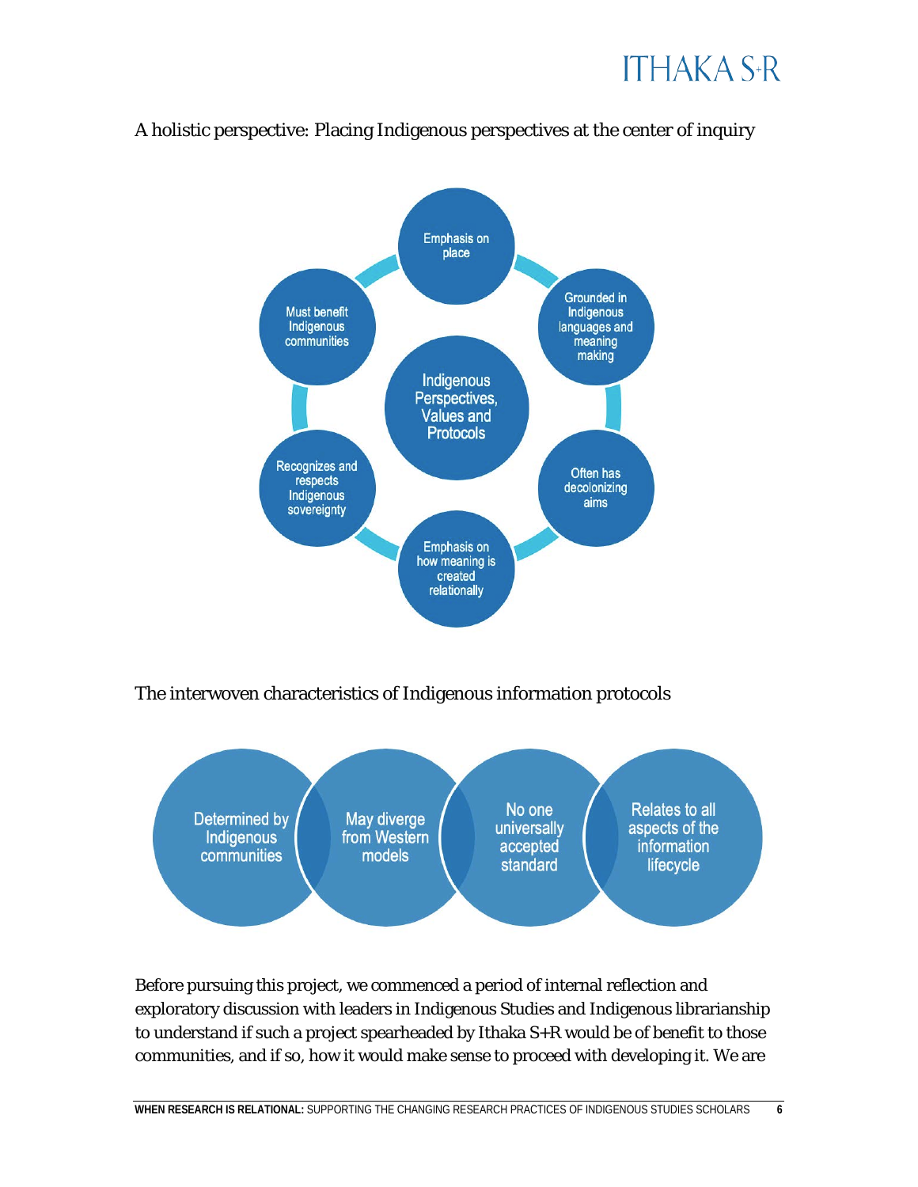A holistic perspective: Placing Indigenous perspectives at the center of inquiry

Indigenous Perspectives, Values and Protocols

- Emphasis on place
- Grounded in Indigenous languages and meaning making
- Often has decolonizing aims
- Emphasis on how meaning is created relationally
- Recognizes and respects Indigenous sovereignty
- Must benefit Indigenous communities

The interwoven characteristics of Indigenous information protocols

- Determined by Indigenous communities
- May diverge from Western models
- No one universally accepted standard
- Relates to all aspects of the information lifecycle

Before pursuing this project, we commenced a period of internal reflection and exploratory discussion with leaders in Indigenous Studies and Indigenous librarianship to understand if such a project spearheaded by Ithaka S+R would be of benefit to those communities, and if so, how it would make sense to proceed with developing it. We are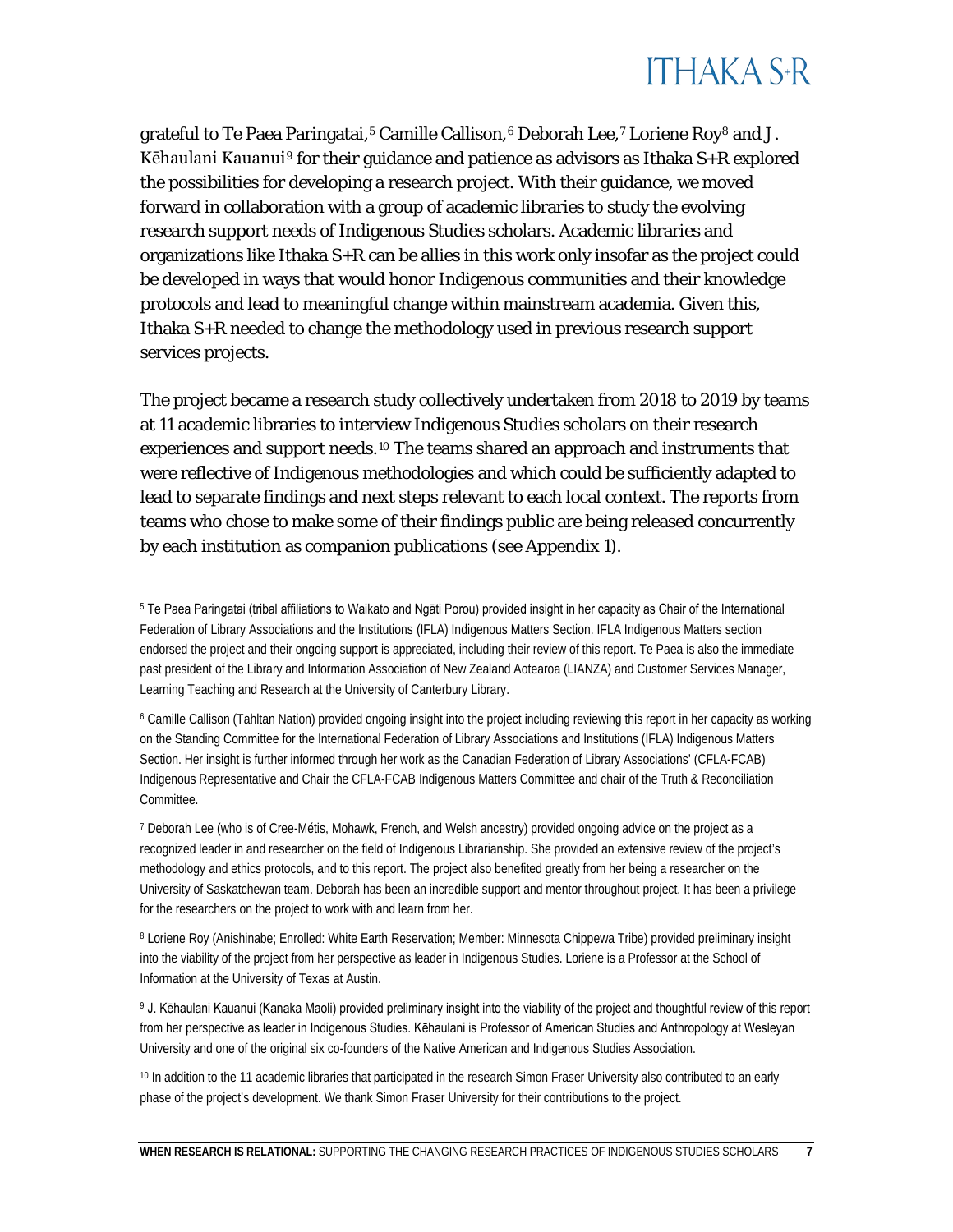grateful to Te Paea Paringatai,[5] Camille Callison,[6] Deborah Lee,[7] Loriene Roy[8] and J. Kēhaulani Kauanui[9] for their guidance and patience as advisors as Ithaka S+R explored the possibilities for developing a research project. With their guidance, we moved forward in collaboration with a group of academic libraries to study the evolving research support needs of Indigenous Studies scholars. Academic libraries and organizations like Ithaka S+R can be allies in this work only insofar as the project could be developed in ways that would honor Indigenous communities and their knowledge protocols and lead to meaningful change within mainstream academia. Given this, Ithaka S+R needed to change the methodology used in previous research support services projects.

The project became a research study collectively undertaken from 2018 to 2019 by teams at 11 academic libraries to interview Indigenous Studies scholars on their research experiences and support needs.[10] The teams shared an approach and instruments that were reflective of Indigenous methodologies and which could be sufficiently adapted to lead to separate findings and next steps relevant to each local context. The reports from teams who chose to make some of their findings public are being released concurrently by each institution as companion publications (see Appendix 1).

[5] Te Paea Paringatai (tribal affiliations to Waikato and Ngāti Porou) provided insight in her capacity as Chair of the International Federation of Library Associations and the Institutions (IFLA) Indigenous Matters Section. IFLA Indigenous Matters section endorsed the project and their ongoing support is appreciated, including their review of this report. Te Paea is also the immediate past president of the Library and Information Association of New Zealand Aotearoa (LIANZA) and Customer Services Manager, Learning Teaching and Research at the University of Canterbury Library.

[6] Camille Callison (Tahltan Nation) provided ongoing insight into the project including reviewing this report in her capacity as working on the Standing Committee for the International Federation of Library Associations and Institutions (IFLA) Indigenous Matters Section. Her insight is further informed through her work as the Canadian Federation of Library Associations' (CFLA-FCAB) Indigenous Representative and Chair the CFLA-FCAB Indigenous Matters Committee and chair of the Truth & Reconciliation Committee.

[7] Deborah Lee (who is of Cree-Métis, Mohawk, French, and Welsh ancestry) provided ongoing advice on the project as a recognized leader in and researcher on the field of Indigenous Librarianship. She provided an extensive review of the project's methodology and ethics protocols, and to this report. The project also benefited greatly from her being a researcher on the University of Saskatchewan team. Deborah has been an incredible support and mentor throughout project. It has been a privilege for the researchers on the project to work with and learn from her.

[8] Loriene Roy (Anishinabe; Enrolled: White Earth Reservation; Member: Minnesota Chippewa Tribe) provided preliminary insight into the viability of the project from her perspective as leader in Indigenous Studies. Loriene is a Professor at the School of Information at the University of Texas at Austin.

[9] J. Kēhaulani Kauanui (Kanaka Maoli) provided preliminary insight into the viability of the project and thoughtful review of this report from her perspective as leader in Indigenous Studies. Kēhaulani is Professor of American Studies and Anthropology at Wesleyan University and one of the original six co-founders of the Native American and Indigenous Studies Association.

[10] In addition to the 11 academic libraries that participated in the research Simon Fraser University also contributed to an early phase of the project's development. We thank Simon Fraser University for their contributions to the project.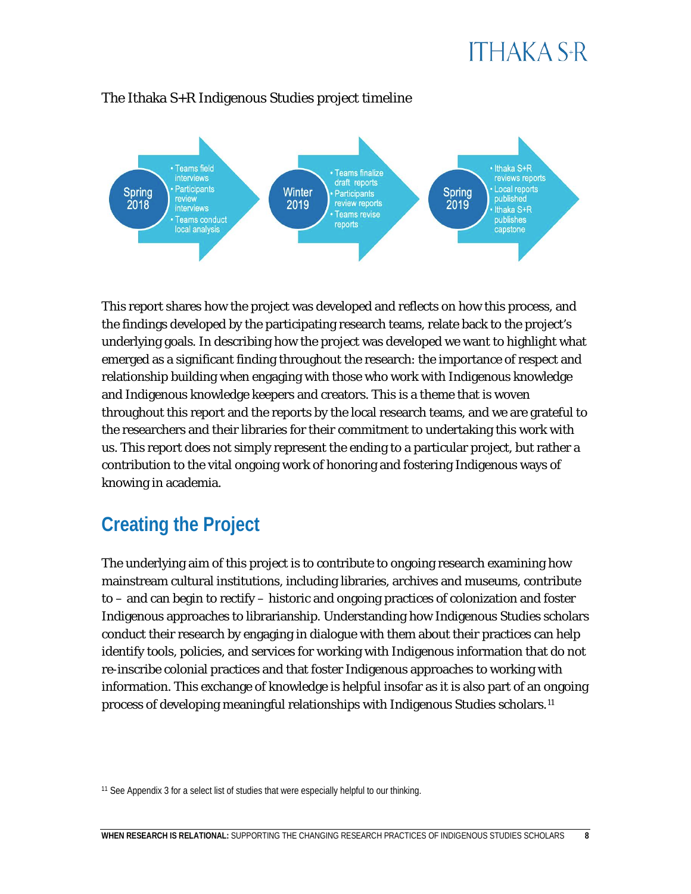The Ithaka S+R Indigenous Studies project timeline

**Spring 2018**
- Teams field interviews
- Participants review interviews
- Teams conduct local analysis

**Winter 2019**
- Teams finalize draft reports
- Participants review reports
- Teams revise reports

**Spring 2019**
- Ithaka S+R reviews reports
- Local reports published
- Ithaka S+R publishes capstone

This report shares how the project was developed and reflects on how this process, and the findings developed by the participating research teams, relate back to the project's underlying goals. In describing how the project was developed we want to highlight what emerged as a significant finding throughout the research: the importance of respect and relationship building when engaging with those who work with Indigenous knowledge and Indigenous knowledge keepers and creators. This is a theme that is woven throughout this report and the reports by the local research teams, and we are grateful to the researchers and their libraries for their commitment to undertaking this work with us. This report does not simply represent the ending to a particular project, but rather a contribution to the vital ongoing work of honoring and fostering Indigenous ways of knowing in academia.

## Creating the Project

The underlying aim of this project is to contribute to ongoing research examining how mainstream cultural institutions, including libraries, archives and museums, contribute to – and can begin to rectify – historic and ongoing practices of colonization and foster Indigenous approaches to librarianship. Understanding how Indigenous Studies scholars conduct their research by engaging in dialogue with them about their practices can help identify tools, policies, and services for working with Indigenous information that do not re-inscribe colonial practices and that foster Indigenous approaches to working with information. This exchange of knowledge is helpful insofar as it is also part of an ongoing process of developing meaningful relationships with Indigenous Studies scholars.[11]

[11] See Appendix 3 for a select list of studies that were especially helpful to our thinking.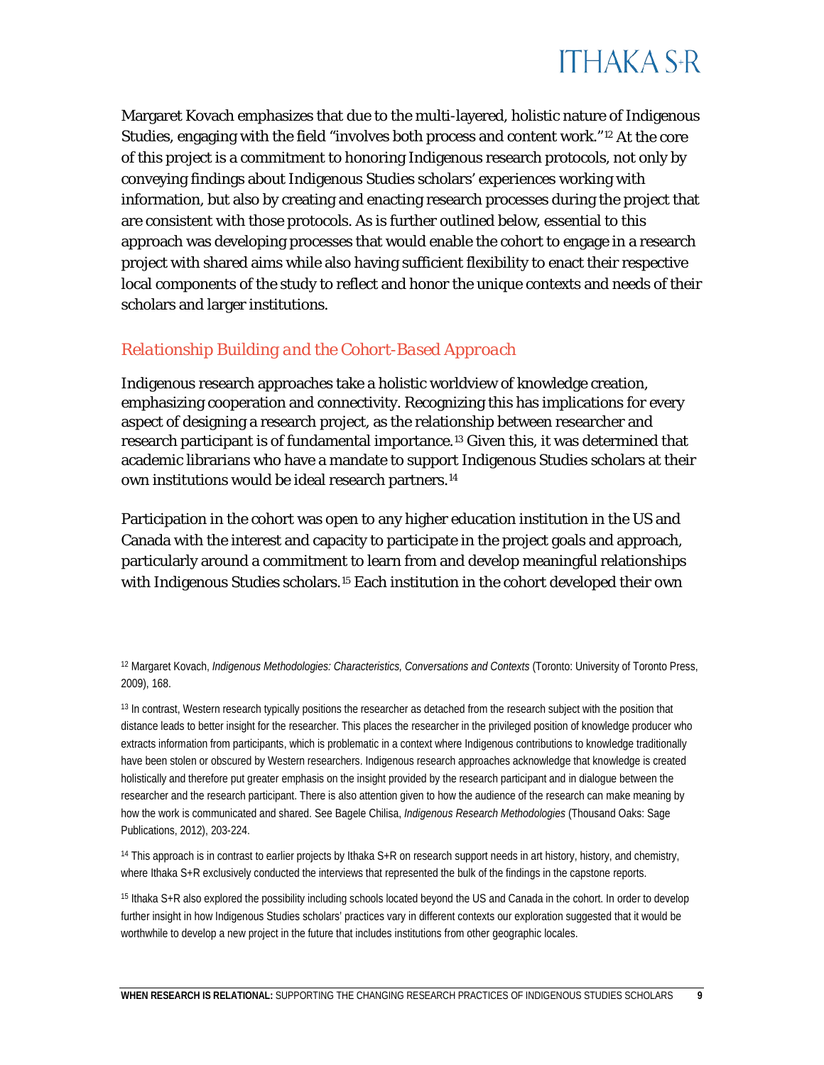Margaret Kovach emphasizes that due to the multi-layered, holistic nature of Indigenous Studies, engaging with the field "involves both process and content work."[12] At the core of this project is a commitment to honoring Indigenous research protocols, not only by conveying findings about Indigenous Studies scholars' experiences working with information, but also by creating and enacting research processes during the project that are consistent with those protocols. As is further outlined below, essential to this approach was developing processes that would enable the cohort to engage in a research project with shared aims while also having sufficient flexibility to enact their respective local components of the study to reflect and honor the unique contexts and needs of their scholars and larger institutions.

### *Relationship Building and the Cohort-Based Approach*

Indigenous research approaches take a holistic worldview of knowledge creation, emphasizing cooperation and connectivity. Recognizing this has implications for every aspect of designing a research project, as the relationship between researcher and research participant is of fundamental importance.[13] Given this, it was determined that academic librarians who have a mandate to support Indigenous Studies scholars at their own institutions would be ideal research partners.[14]

Participation in the cohort was open to any higher education institution in the US and Canada with the interest and capacity to participate in the project goals and approach, particularly around a commitment to learn from and develop meaningful relationships with Indigenous Studies scholars.[15] Each institution in the cohort developed their own

---

[12] Margaret Kovach, *Indigenous Methodologies: Characteristics, Conversations and Contexts* (Toronto: University of Toronto Press, 2009), 168.

[13] In contrast, Western research typically positions the researcher as detached from the research subject with the position that distance leads to better insight for the researcher. This places the researcher in the privileged position of knowledge producer who extracts information from participants, which is problematic in a context where Indigenous contributions to knowledge traditionally have been stolen or obscured by Western researchers. Indigenous research approaches acknowledge that knowledge is created holistically and therefore put greater emphasis on the insight provided by the research participant and in dialogue between the researcher and the research participant. There is also attention given to how the audience of the research can make meaning by how the work is communicated and shared. See Bagele Chilisa, *Indigenous Research Methodologies* (Thousand Oaks: Sage Publications, 2012), 203-224.

[14] This approach is in contrast to earlier projects by Ithaka S+R on research support needs in art history, history, and chemistry, where Ithaka S+R exclusively conducted the interviews that represented the bulk of the findings in the capstone reports.

[15] Ithaka S+R also explored the possibility including schools located beyond the US and Canada in the cohort. In order to develop further insight in how Indigenous Studies scholars' practices vary in different contexts our exploration suggested that it would be worthwhile to develop a new project in the future that includes institutions from other geographic locales.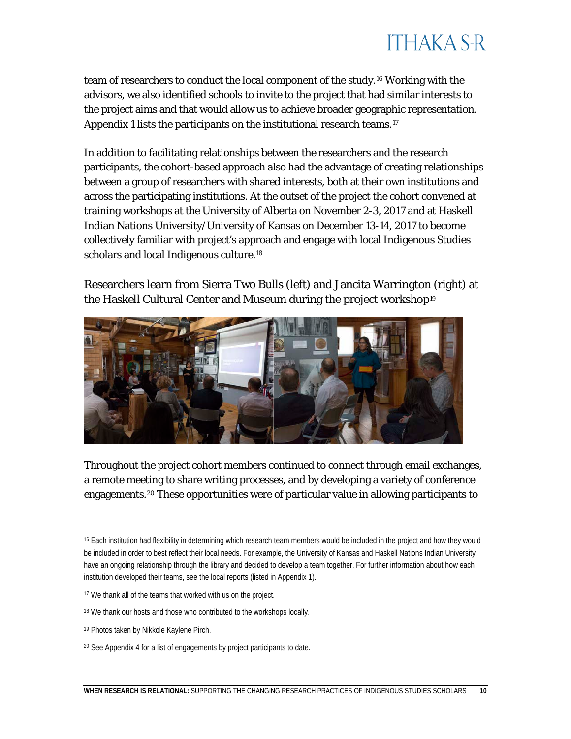team of researchers to conduct the local component of the study.[16] Working with the advisors, we also identified schools to invite to the project that had similar interests to the project aims and that would allow us to achieve broader geographic representation. Appendix 1 lists the participants on the institutional research teams.[17]

In addition to facilitating relationships between the researchers and the research participants, the cohort-based approach also had the advantage of creating relationships between a group of researchers with shared interests, both at their own institutions and across the participating institutions. At the outset of the project the cohort convened at training workshops at the University of Alberta on November 2-3, 2017 and at Haskell Indian Nations University/University of Kansas on December 13-14, 2017 to become collectively familiar with project's approach and engage with local Indigenous Studies scholars and local Indigenous culture.[18]

Researchers learn from Sierra Two Bulls (left) and Jancita Warrington (right) at the Haskell Cultural Center and Museum during the project workshop[19]

Throughout the project cohort members continued to connect through email exchanges, a remote meeting to share writing processes, and by developing a variety of conference engagements.[20] These opportunities were of particular value in allowing participants to

[16] Each institution had flexibility in determining which research team members would be included in the project and how they would be included in order to best reflect their local needs. For example, the University of Kansas and Haskell Nations Indian University have an ongoing relationship through the library and decided to develop a team together. For further information about how each institution developed their teams, see the local reports (listed in Appendix 1).

[17] We thank all of the teams that worked with us on the project.

[18] We thank our hosts and those who contributed to the workshops locally.

[19] Photos taken by Nikkole Kaylene Pirch.

[20] See Appendix 4 for a list of engagements by project participants to date.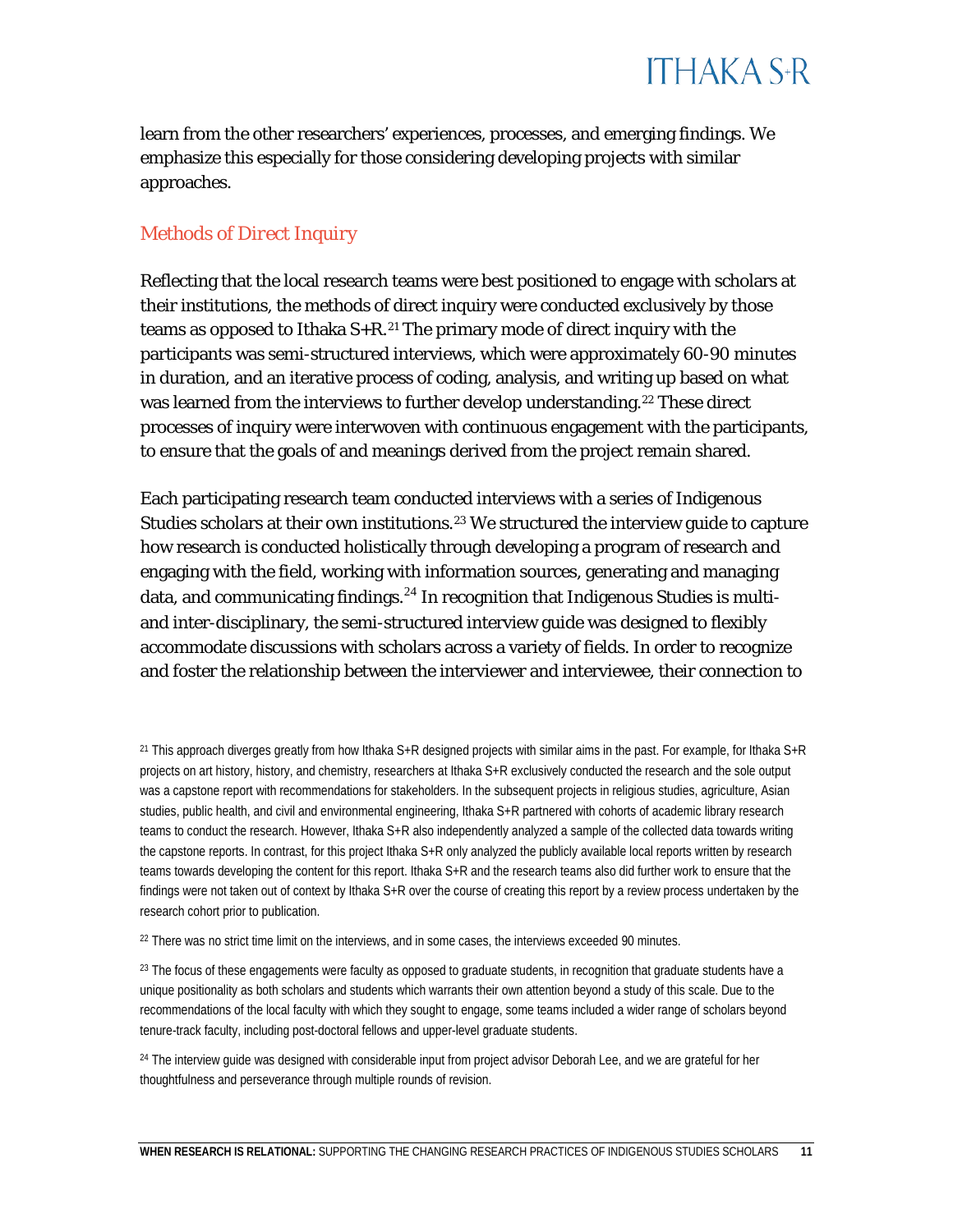learn from the other researchers' experiences, processes, and emerging findings. We emphasize this especially for those considering developing projects with similar approaches.

### Methods of Direct Inquiry

Reflecting that the local research teams were best positioned to engage with scholars at their institutions, the methods of direct inquiry were conducted exclusively by those teams as opposed to Ithaka S+R.[21] The primary mode of direct inquiry with the participants was semi-structured interviews, which were approximately 60-90 minutes in duration, and an iterative process of coding, analysis, and writing up based on what was learned from the interviews to further develop understanding.[22] These direct processes of inquiry were interwoven with continuous engagement with the participants, to ensure that the goals of and meanings derived from the project remain shared.

Each participating research team conducted interviews with a series of Indigenous Studies scholars at their own institutions.[23] We structured the interview guide to capture how research is conducted holistically through developing a program of research and engaging with the field, working with information sources, generating and managing data, and communicating findings.[24] In recognition that Indigenous Studies is multi- and inter-disciplinary, the semi-structured interview guide was designed to flexibly accommodate discussions with scholars across a variety of fields. In order to recognize and foster the relationship between the interviewer and interviewee, their connection to

---

[21] This approach diverges greatly from how Ithaka S+R designed projects with similar aims in the past. For example, for Ithaka S+R projects on art history, history, and chemistry, researchers at Ithaka S+R exclusively conducted the research and the sole output was a capstone report with recommendations for stakeholders. In the subsequent projects in religious studies, agriculture, Asian studies, public health, and civil and environmental engineering, Ithaka S+R partnered with cohorts of academic library research teams to conduct the research. However, Ithaka S+R also independently analyzed a sample of the collected data towards writing the capstone reports. In contrast, for this project Ithaka S+R only analyzed the publicly available local reports written by research teams towards developing the content for this report. Ithaka S+R and the research teams also did further work to ensure that the findings were not taken out of context by Ithaka S+R over the course of creating this report by a review process undertaken by the research cohort prior to publication.

[22] There was no strict time limit on the interviews, and in some cases, the interviews exceeded 90 minutes.

[23] The focus of these engagements were faculty as opposed to graduate students, in recognition that graduate students have a unique positionality as both scholars and students which warrants their own attention beyond a study of this scale. Due to the recommendations of the local faculty with which they sought to engage, some teams included a wider range of scholars beyond tenure-track faculty, including post-doctoral fellows and upper-level graduate students.

[24] The interview guide was designed with considerable input from project advisor Deborah Lee, and we are grateful for her thoughtfulness and perseverance through multiple rounds of revision.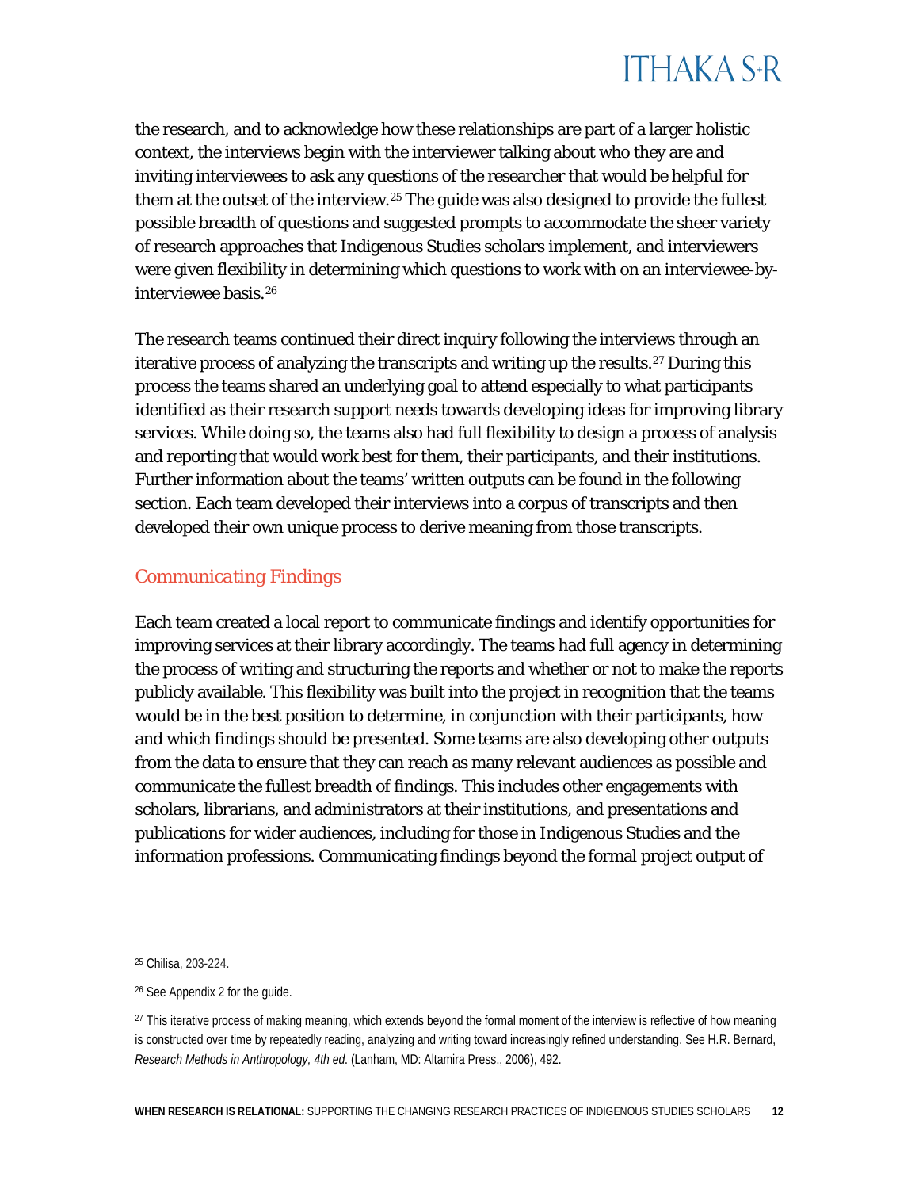the research, and to acknowledge how these relationships are part of a larger holistic context, the interviews begin with the interviewer talking about who they are and inviting interviewees to ask any questions of the researcher that would be helpful for them at the outset of the interview.[25] The guide was also designed to provide the fullest possible breadth of questions and suggested prompts to accommodate the sheer variety of research approaches that Indigenous Studies scholars implement, and interviewers were given flexibility in determining which questions to work with on an interviewee-by-interviewee basis.[26]

The research teams continued their direct inquiry following the interviews through an iterative process of analyzing the transcripts and writing up the results.[27] During this process the teams shared an underlying goal to attend especially to what participants identified as their research support needs towards developing ideas for improving library services. While doing so, the teams also had full flexibility to design a process of analysis and reporting that would work best for them, their participants, and their institutions. Further information about the teams' written outputs can be found in the following section. Each team developed their interviews into a corpus of transcripts and then developed their own unique process to derive meaning from those transcripts.

## Communicating Findings

Each team created a local report to communicate findings and identify opportunities for improving services at their library accordingly. The teams had full agency in determining the process of writing and structuring the reports and whether or not to make the reports publicly available. This flexibility was built into the project in recognition that the teams would be in the best position to determine, in conjunction with their participants, how and which findings should be presented. Some teams are also developing other outputs from the data to ensure that they can reach as many relevant audiences as possible and communicate the fullest breadth of findings. This includes other engagements with scholars, librarians, and administrators at their institutions, and presentations and publications for wider audiences, including for those in Indigenous Studies and the information professions. Communicating findings beyond the formal project output of

[25] Chilisa, 203-224.

[26] See Appendix 2 for the guide.

[27] This iterative process of making meaning, which extends beyond the formal moment of the interview is reflective of how meaning is constructed over time by repeatedly reading, analyzing and writing toward increasingly refined understanding. See H.R. Bernard, *Research Methods in Anthropology, 4th ed*. (Lanham, MD: Altamira Press., 2006), 492.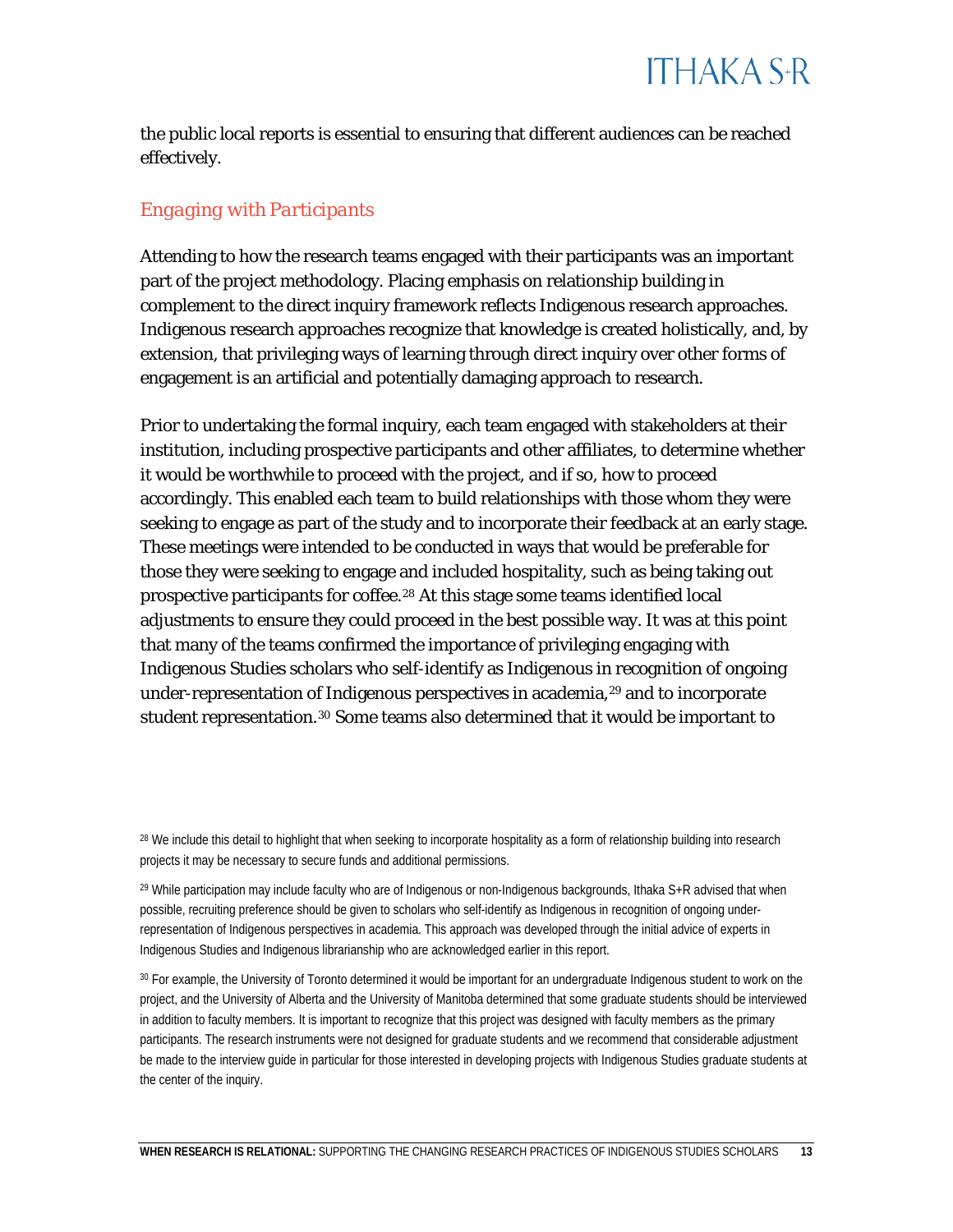the public local reports is essential to ensuring that different audiences can be reached effectively.

## Engaging with Participants

Attending to how the research teams engaged with their participants was an important part of the project methodology. Placing emphasis on relationship building in complement to the direct inquiry framework reflects Indigenous research approaches. Indigenous research approaches recognize that knowledge is created holistically, and, by extension, that privileging ways of learning through direct inquiry over other forms of engagement is an artificial and potentially damaging approach to research.

Prior to undertaking the formal inquiry, each team engaged with stakeholders at their institution, including prospective participants and other affiliates, to determine whether it would be worthwhile to proceed with the project, and if so, how to proceed accordingly. This enabled each team to build relationships with those whom they were seeking to engage as part of the study and to incorporate their feedback at an early stage. These meetings were intended to be conducted in ways that would be preferable for those they were seeking to engage and included hospitality, such as being taking out prospective participants for coffee.[28] At this stage some teams identified local adjustments to ensure they could proceed in the best possible way. It was at this point that many of the teams confirmed the importance of privileging engaging with Indigenous Studies scholars who self-identify as Indigenous in recognition of ongoing under-representation of Indigenous perspectives in academia,[29] and to incorporate student representation.[30] Some teams also determined that it would be important to

[28] We include this detail to highlight that when seeking to incorporate hospitality as a form of relationship building into research projects it may be necessary to secure funds and additional permissions.

[29] While participation may include faculty who are of Indigenous or non-Indigenous backgrounds, Ithaka S+R advised that when possible, recruiting preference should be given to scholars who self-identify as Indigenous in recognition of ongoing under-representation of Indigenous perspectives in academia. This approach was developed through the initial advice of experts in Indigenous Studies and Indigenous librarianship who are acknowledged earlier in this report.

[30] For example, the University of Toronto determined it would be important for an undergraduate Indigenous student to work on the project, and the University of Alberta and the University of Manitoba determined that some graduate students should be interviewed in addition to faculty members. It is important to recognize that this project was designed with faculty members as the primary participants. The research instruments were not designed for graduate students and we recommend that considerable adjustment be made to the interview guide in particular for those interested in developing projects with Indigenous Studies graduate students at the center of the inquiry.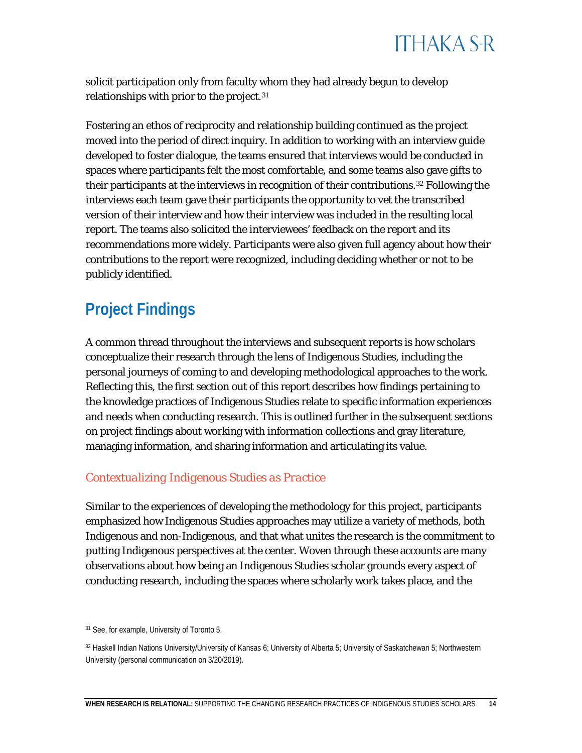solicit participation only from faculty whom they had already begun to develop relationships with prior to the project.[31]

Fostering an ethos of reciprocity and relationship building continued as the project moved into the period of direct inquiry. In addition to working with an interview guide developed to foster dialogue, the teams ensured that interviews would be conducted in spaces where participants felt the most comfortable, and some teams also gave gifts to their participants at the interviews in recognition of their contributions.[32] Following the interviews each team gave their participants the opportunity to vet the transcribed version of their interview and how their interview was included in the resulting local report. The teams also solicited the interviewees' feedback on the report and its recommendations more widely. Participants were also given full agency about how their contributions to the report were recognized, including deciding whether or not to be publicly identified.

## Project Findings

A common thread throughout the interviews and subsequent reports is how scholars conceptualize their research through the lens of Indigenous Studies, including the personal journeys of coming to and developing methodological approaches to the work. Reflecting this, the first section out of this report describes how findings pertaining to the knowledge practices of Indigenous Studies relate to specific information experiences and needs when conducting research. This is outlined further in the subsequent sections on project findings about working with information collections and gray literature, managing information, and sharing information and articulating its value.

### *Contextualizing Indigenous Studies as Practice*

Similar to the experiences of developing the methodology for this project, participants emphasized how Indigenous Studies approaches may utilize a variety of methods, both Indigenous and non-Indigenous, and that what unites the research is the commitment to putting Indigenous perspectives at the center. Woven through these accounts are many observations about how being an Indigenous Studies scholar grounds every aspect of conducting research, including the spaces where scholarly work takes place, and the

[31] See, for example, University of Toronto 5.

[32] Haskell Indian Nations University/University of Kansas 6; University of Alberta 5; University of Saskatchewan 5; Northwestern University (personal communication on 3/20/2019).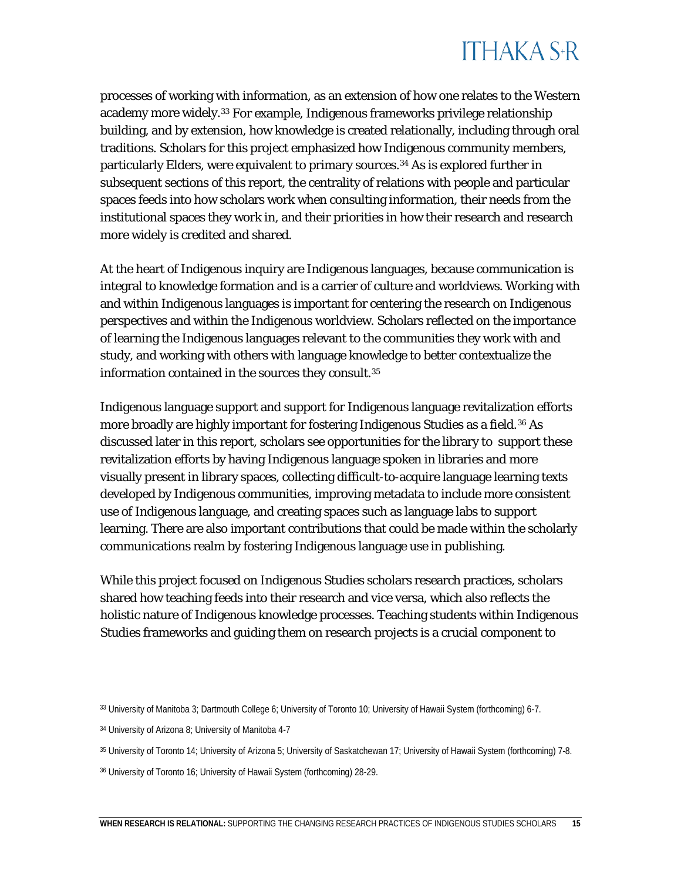processes of working with information, as an extension of how one relates to the Western academy more widely.[33] For example, Indigenous frameworks privilege relationship building, and by extension, how knowledge is created relationally, including through oral traditions. Scholars for this project emphasized how Indigenous community members, particularly Elders, were equivalent to primary sources.[34] As is explored further in subsequent sections of this report, the centrality of relations with people and particular spaces feeds into how scholars work when consulting information, their needs from the institutional spaces they work in, and their priorities in how their research and research more widely is credited and shared.

At the heart of Indigenous inquiry are Indigenous languages, because communication is integral to knowledge formation and is a carrier of culture and worldviews. Working with and within Indigenous languages is important for centering the research on Indigenous perspectives and within the Indigenous worldview. Scholars reflected on the importance of learning the Indigenous languages relevant to the communities they work with and study, and working with others with language knowledge to better contextualize the information contained in the sources they consult.[35]

Indigenous language support and support for Indigenous language revitalization efforts more broadly are highly important for fostering Indigenous Studies as a field.[36] As discussed later in this report, scholars see opportunities for the library to support these revitalization efforts by having Indigenous language spoken in libraries and more visually present in library spaces, collecting difficult-to-acquire language learning texts developed by Indigenous communities, improving metadata to include more consistent use of Indigenous language, and creating spaces such as language labs to support learning. There are also important contributions that could be made within the scholarly communications realm by fostering Indigenous language use in publishing.

While this project focused on Indigenous Studies scholars research practices, scholars shared how teaching feeds into their research and vice versa, which also reflects the holistic nature of Indigenous knowledge processes. Teaching students within Indigenous Studies frameworks and guiding them on research projects is a crucial component to

[33] University of Manitoba 3; Dartmouth College 6; University of Toronto 10; University of Hawaii System (forthcoming) 6-7.

[34] University of Arizona 8; University of Manitoba 4-7

[35] University of Toronto 14; University of Arizona 5; University of Saskatchewan 17; University of Hawaii System (forthcoming) 7-8.

[36] University of Toronto 16; University of Hawaii System (forthcoming) 28-29.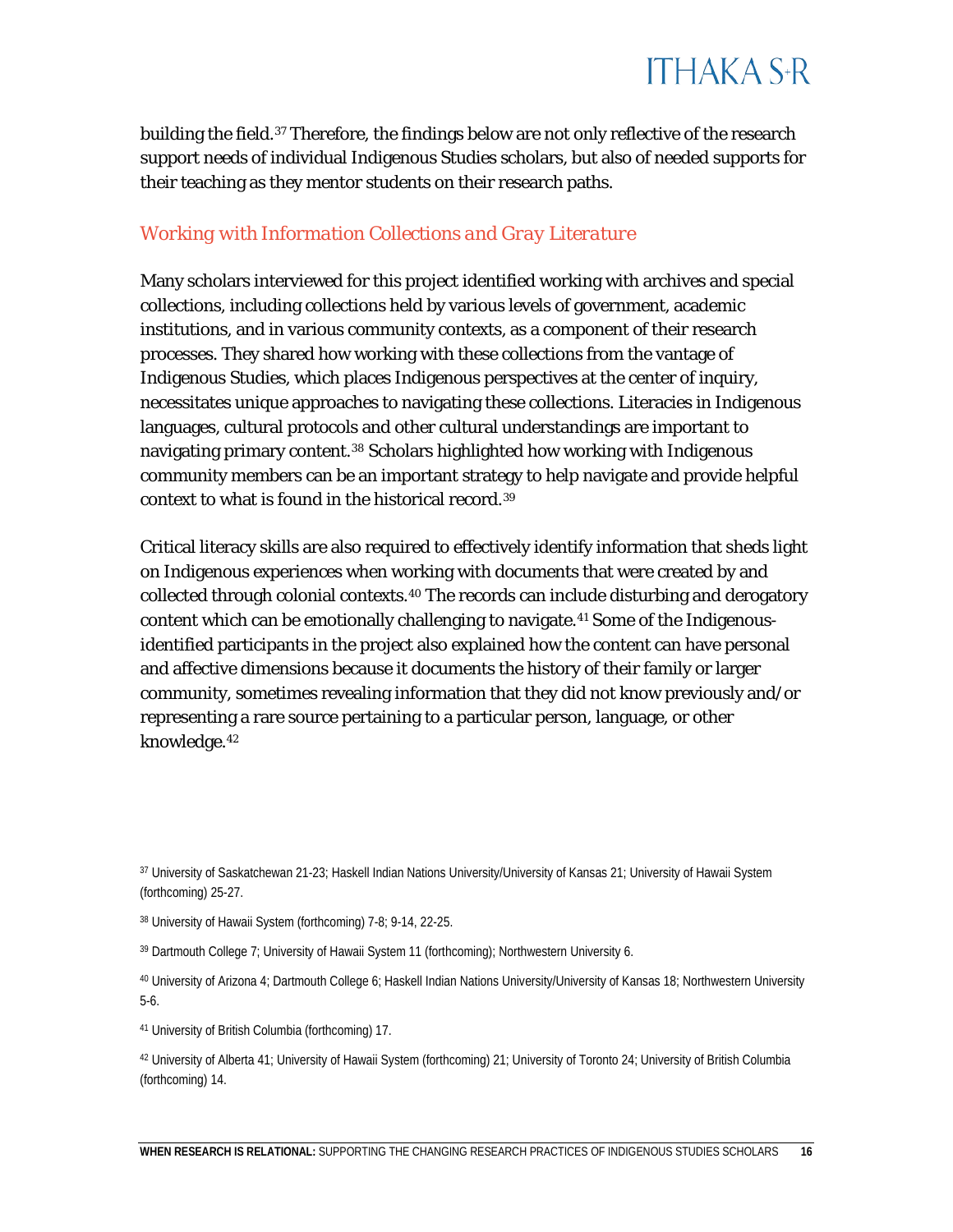building the field.[37] Therefore, the findings below are not only reflective of the research support needs of individual Indigenous Studies scholars, but also of needed supports for their teaching as they mentor students on their research paths.

## *Working with Information Collections and Gray Literature*

Many scholars interviewed for this project identified working with archives and special collections, including collections held by various levels of government, academic institutions, and in various community contexts, as a component of their research processes. They shared how working with these collections from the vantage of Indigenous Studies, which places Indigenous perspectives at the center of inquiry, necessitates unique approaches to navigating these collections. Literacies in Indigenous languages, cultural protocols and other cultural understandings are important to navigating primary content.[38] Scholars highlighted how working with Indigenous community members can be an important strategy to help navigate and provide helpful context to what is found in the historical record.[39]

Critical literacy skills are also required to effectively identify information that sheds light on Indigenous experiences when working with documents that were created by and collected through colonial contexts.[40] The records can include disturbing and derogatory content which can be emotionally challenging to navigate.[41] Some of the Indigenous-identified participants in the project also explained how the content can have personal and affective dimensions because it documents the history of their family or larger community, sometimes revealing information that they did not know previously and/or representing a rare source pertaining to a particular person, language, or other knowledge.[42]

[37] University of Saskatchewan 21-23; Haskell Indian Nations University/University of Kansas 21; University of Hawaii System (forthcoming) 25-27.

[38] University of Hawaii System (forthcoming) 7-8; 9-14, 22-25.

[39] Dartmouth College 7; University of Hawaii System 11 (forthcoming); Northwestern University 6.

[40] University of Arizona 4; Dartmouth College 6; Haskell Indian Nations University/University of Kansas 18; Northwestern University 5-6.

[41] University of British Columbia (forthcoming) 17.

[42] University of Alberta 41; University of Hawaii System (forthcoming) 21; University of Toronto 24; University of British Columbia (forthcoming) 14.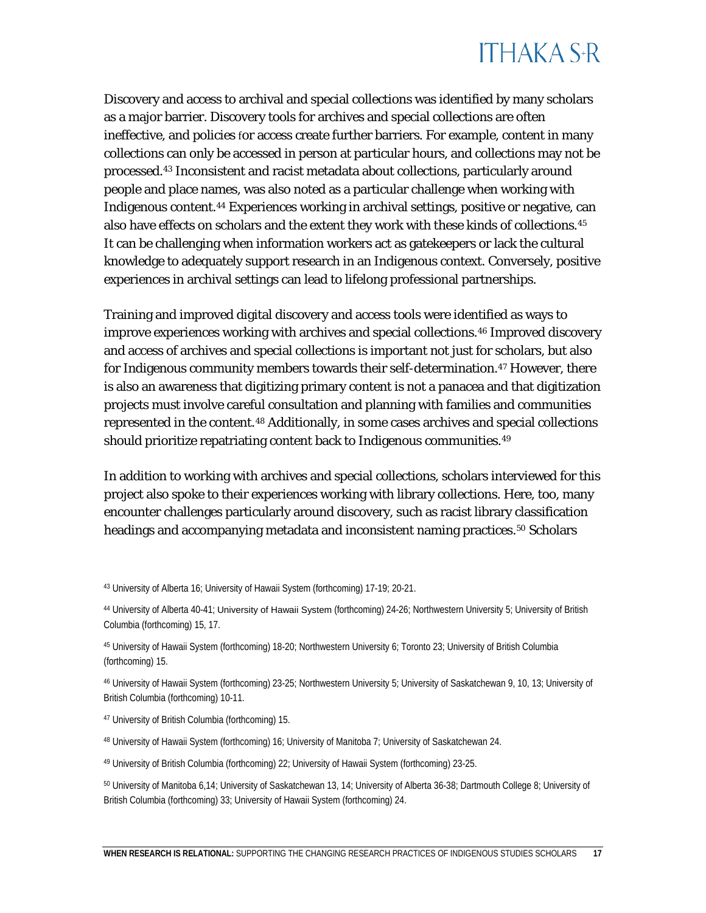Discovery and access to archival and special collections was identified by many scholars as a major barrier. Discovery tools for archives and special collections are often ineffective, and policies for access create further barriers. For example, content in many collections can only be accessed in person at particular hours, and collections may not be processed.[43] Inconsistent and racist metadata about collections, particularly around people and place names, was also noted as a particular challenge when working with Indigenous content.[44] Experiences working in archival settings, positive or negative, can also have effects on scholars and the extent they work with these kinds of collections.[45] It can be challenging when information workers act as gatekeepers or lack the cultural knowledge to adequately support research in an Indigenous context. Conversely, positive experiences in archival settings can lead to lifelong professional partnerships.

Training and improved digital discovery and access tools were identified as ways to improve experiences working with archives and special collections.[46] Improved discovery and access of archives and special collections is important not just for scholars, but also for Indigenous community members towards their self-determination.[47] However, there is also an awareness that digitizing primary content is not a panacea and that digitization projects must involve careful consultation and planning with families and communities represented in the content.[48] Additionally, in some cases archives and special collections should prioritize repatriating content back to Indigenous communities.[49]

In addition to working with archives and special collections, scholars interviewed for this project also spoke to their experiences working with library collections. Here, too, many encounter challenges particularly around discovery, such as racist library classification headings and accompanying metadata and inconsistent naming practices.[50] Scholars

[43] University of Alberta 16; University of Hawaii System (forthcoming) 17-19; 20-21.

[44] University of Alberta 40-41; University of Hawaii System (forthcoming) 24-26; Northwestern University 5; University of British Columbia (forthcoming) 15, 17.

[45] University of Hawaii System (forthcoming) 18-20; Northwestern University 6; Toronto 23; University of British Columbia (forthcoming) 15.

[46] University of Hawaii System (forthcoming) 23-25; Northwestern University 5; University of Saskatchewan 9, 10, 13; University of British Columbia (forthcoming) 10-11.

[47] University of British Columbia (forthcoming) 15.

[48] University of Hawaii System (forthcoming) 16; University of Manitoba 7; University of Saskatchewan 24.

[49] University of British Columbia (forthcoming) 22; University of Hawaii System (forthcoming) 23-25.

[50] University of Manitoba 6,14; University of Saskatchewan 13, 14; University of Alberta 36-38; Dartmouth College 8; University of British Columbia (forthcoming) 33; University of Hawaii System (forthcoming) 24.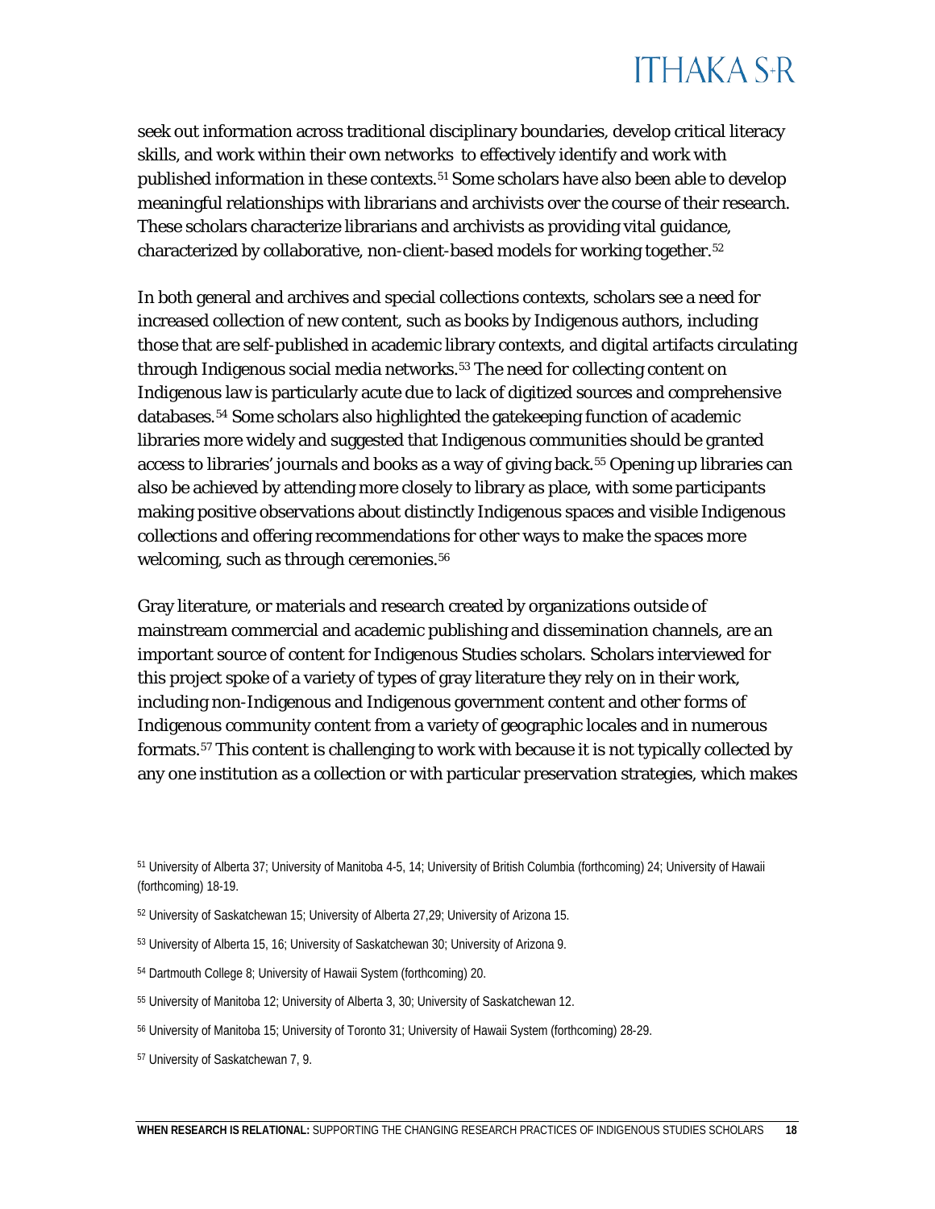seek out information across traditional disciplinary boundaries, develop critical literacy skills, and work within their own networks to effectively identify and work with published information in these contexts.[51] Some scholars have also been able to develop meaningful relationships with librarians and archivists over the course of their research. These scholars characterize librarians and archivists as providing vital guidance, characterized by collaborative, non-client-based models for working together.[52]

In both general and archives and special collections contexts, scholars see a need for increased collection of new content, such as books by Indigenous authors, including those that are self-published in academic library contexts, and digital artifacts circulating through Indigenous social media networks.[53] The need for collecting content on Indigenous law is particularly acute due to lack of digitized sources and comprehensive databases.[54] Some scholars also highlighted the gatekeeping function of academic libraries more widely and suggested that Indigenous communities should be granted access to libraries' journals and books as a way of giving back.[55] Opening up libraries can also be achieved by attending more closely to library as place, with some participants making positive observations about distinctly Indigenous spaces and visible Indigenous collections and offering recommendations for other ways to make the spaces more welcoming, such as through ceremonies.[56]

Gray literature, or materials and research created by organizations outside of mainstream commercial and academic publishing and dissemination channels, are an important source of content for Indigenous Studies scholars. Scholars interviewed for this project spoke of a variety of types of gray literature they rely on in their work, including non-Indigenous and Indigenous government content and other forms of Indigenous community content from a variety of geographic locales and in numerous formats.[57] This content is challenging to work with because it is not typically collected by any one institution as a collection or with particular preservation strategies, which makes

[51] University of Alberta 37; University of Manitoba 4-5, 14; University of British Columbia (forthcoming) 24; University of Hawaii (forthcoming) 18-19.

[52] University of Saskatchewan 15; University of Alberta 27,29; University of Arizona 15.

[53] University of Alberta 15, 16; University of Saskatchewan 30; University of Arizona 9.

[54] Dartmouth College 8; University of Hawaii System (forthcoming) 20.

[55] University of Manitoba 12; University of Alberta 3, 30; University of Saskatchewan 12.

[56] University of Manitoba 15; University of Toronto 31; University of Hawaii System (forthcoming) 28-29.

[57] University of Saskatchewan 7, 9.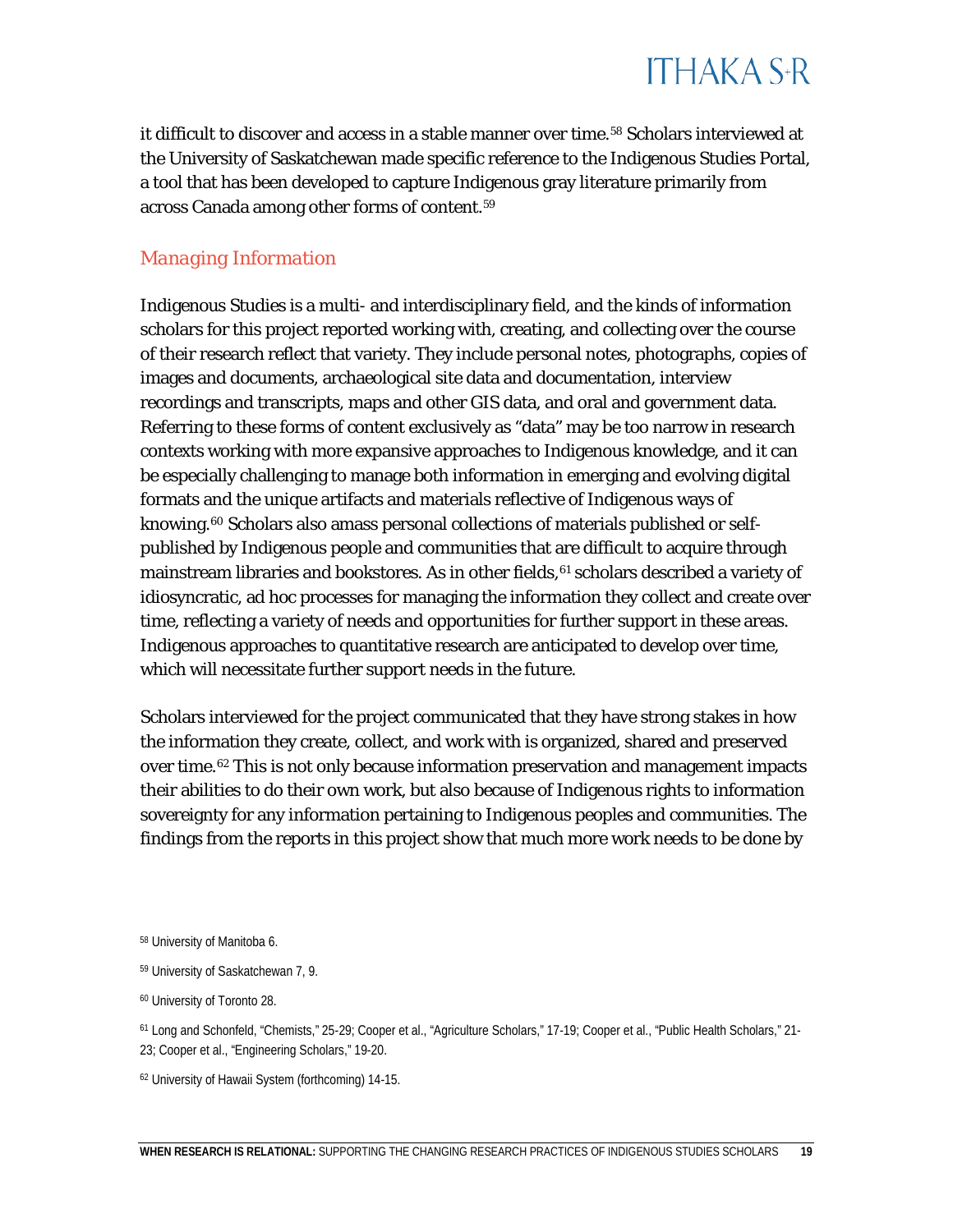it difficult to discover and access in a stable manner over time.[58] Scholars interviewed at the University of Saskatchewan made specific reference to the Indigenous Studies Portal, a tool that has been developed to capture Indigenous gray literature primarily from across Canada among other forms of content.[59]

### Managing Information

Indigenous Studies is a multi- and interdisciplinary field, and the kinds of information scholars for this project reported working with, creating, and collecting over the course of their research reflect that variety. They include personal notes, photographs, copies of images and documents, archaeological site data and documentation, interview recordings and transcripts, maps and other GIS data, and oral and government data. Referring to these forms of content exclusively as "data" may be too narrow in research contexts working with more expansive approaches to Indigenous knowledge, and it can be especially challenging to manage both information in emerging and evolving digital formats and the unique artifacts and materials reflective of Indigenous ways of knowing.[60] Scholars also amass personal collections of materials published or self-published by Indigenous people and communities that are difficult to acquire through mainstream libraries and bookstores. As in other fields,[61] scholars described a variety of idiosyncratic, ad hoc processes for managing the information they collect and create over time, reflecting a variety of needs and opportunities for further support in these areas. Indigenous approaches to quantitative research are anticipated to develop over time, which will necessitate further support needs in the future.

Scholars interviewed for the project communicated that they have strong stakes in how the information they create, collect, and work with is organized, shared and preserved over time.[62] This is not only because information preservation and management impacts their abilities to do their own work, but also because of Indigenous rights to information sovereignty for any information pertaining to Indigenous peoples and communities. The findings from the reports in this project show that much more work needs to be done by

[58] University of Manitoba 6.

[59] University of Saskatchewan 7, 9.

[60] University of Toronto 28.

[61] Long and Schonfeld, "Chemists," 25-29; Cooper et al., "Agriculture Scholars," 17-19; Cooper et al., "Public Health Scholars," 21-23; Cooper et al., "Engineering Scholars," 19-20.

[62] University of Hawaii System (forthcoming) 14-15.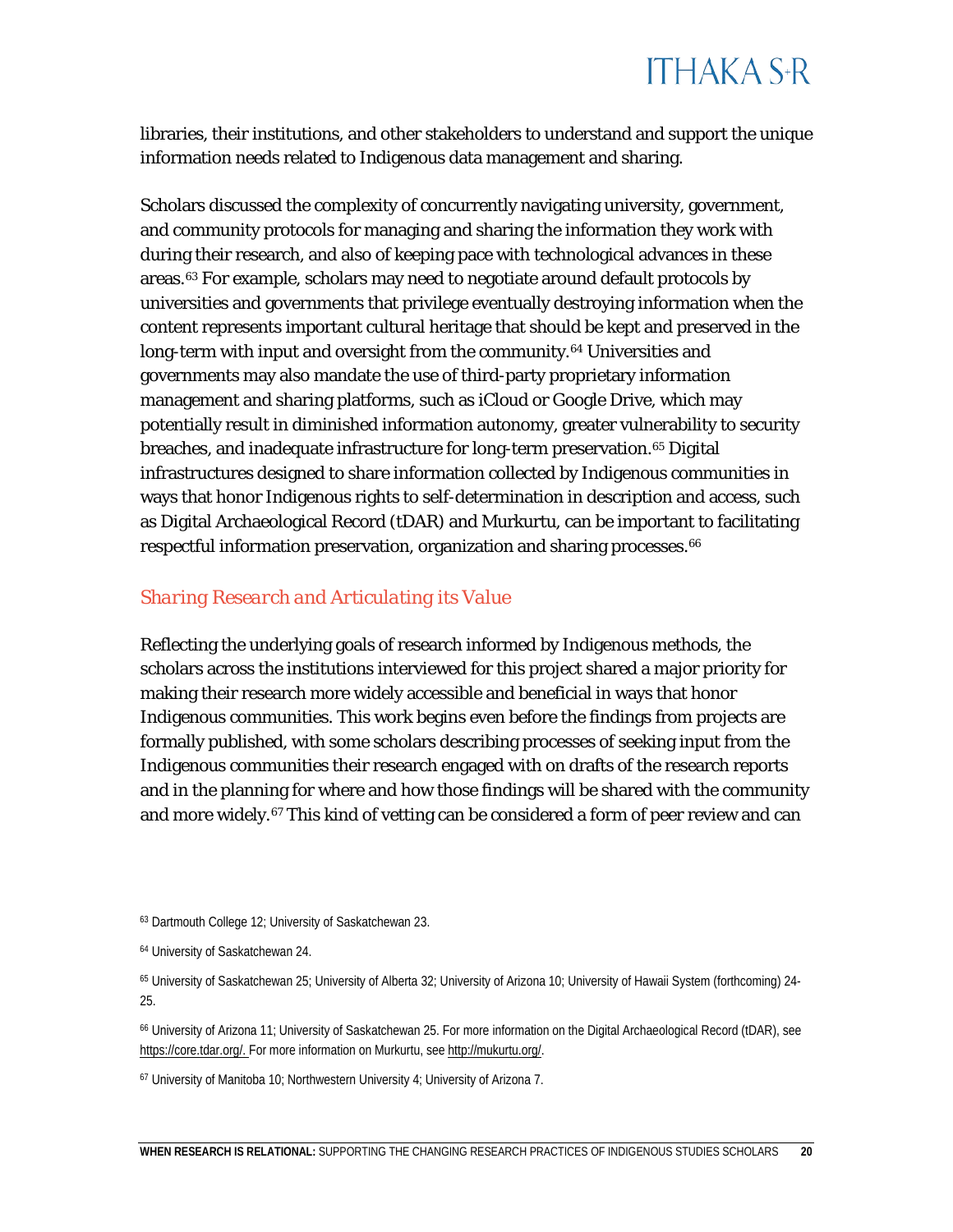libraries, their institutions, and other stakeholders to understand and support the unique information needs related to Indigenous data management and sharing.

Scholars discussed the complexity of concurrently navigating university, government, and community protocols for managing and sharing the information they work with during their research, and also of keeping pace with technological advances in these areas.[63] For example, scholars may need to negotiate around default protocols by universities and governments that privilege eventually destroying information when the content represents important cultural heritage that should be kept and preserved in the long-term with input and oversight from the community.[64] Universities and governments may also mandate the use of third-party proprietary information management and sharing platforms, such as iCloud or Google Drive, which may potentially result in diminished information autonomy, greater vulnerability to security breaches, and inadequate infrastructure for long-term preservation.[65] Digital infrastructures designed to share information collected by Indigenous communities in ways that honor Indigenous rights to self-determination in description and access, such as Digital Archaeological Record (tDAR) and Murkurtu, can be important to facilitating respectful information preservation, organization and sharing processes.[66]

### *Sharing Research and Articulating its Value*

Reflecting the underlying goals of research informed by Indigenous methods, the scholars across the institutions interviewed for this project shared a major priority for making their research more widely accessible and beneficial in ways that honor Indigenous communities. This work begins even before the findings from projects are formally published, with some scholars describing processes of seeking input from the Indigenous communities their research engaged with on drafts of the research reports and in the planning for where and how those findings will be shared with the community and more widely.[67] This kind of vetting can be considered a form of peer review and can

---

[63] Dartmouth College 12; University of Saskatchewan 23.

[64] University of Saskatchewan 24.

[65] University of Saskatchewan 25; University of Alberta 32; University of Arizona 10; University of Hawaii System (forthcoming) 24-25.

[66] University of Arizona 11; University of Saskatchewan 25. For more information on the Digital Archaeological Record (tDAR), see https://core.tdar.org/. For more information on Murkurtu, see http://mukurtu.org/.

[67] University of Manitoba 10; Northwestern University 4; University of Arizona 7.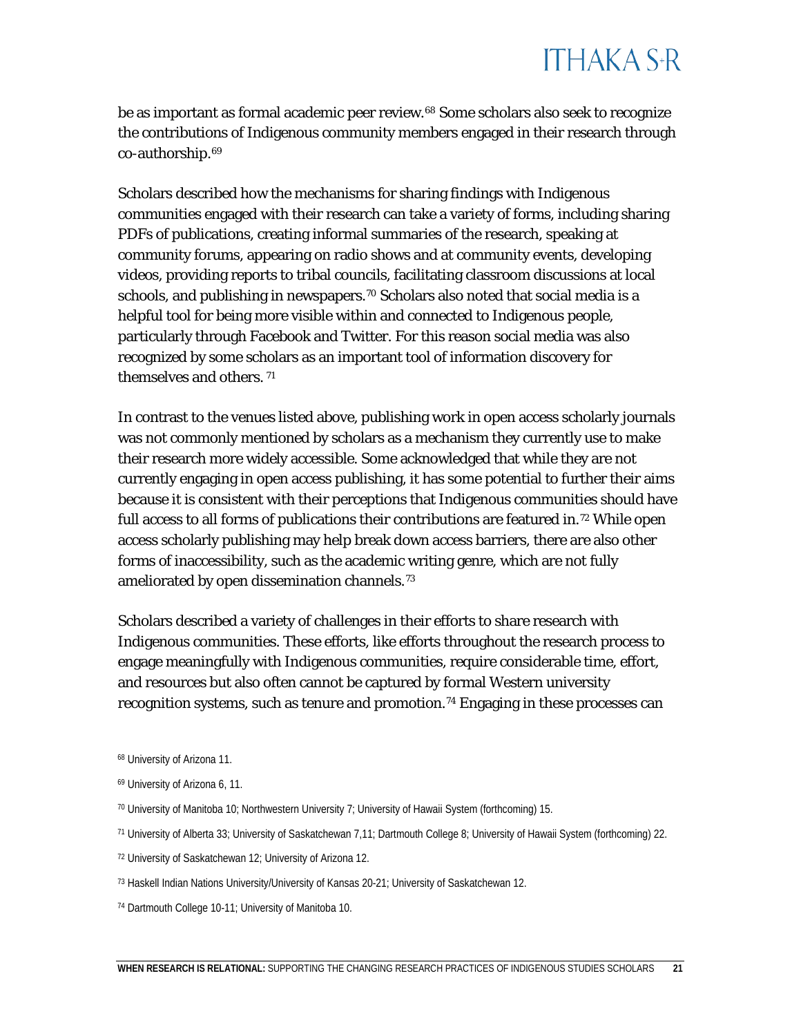be as important as formal academic peer review.[68] Some scholars also seek to recognize the contributions of Indigenous community members engaged in their research through co-authorship.[69]

Scholars described how the mechanisms for sharing findings with Indigenous communities engaged with their research can take a variety of forms, including sharing PDFs of publications, creating informal summaries of the research, speaking at community forums, appearing on radio shows and at community events, developing videos, providing reports to tribal councils, facilitating classroom discussions at local schools, and publishing in newspapers.[70] Scholars also noted that social media is a helpful tool for being more visible within and connected to Indigenous people, particularly through Facebook and Twitter. For this reason social media was also recognized by some scholars as an important tool of information discovery for themselves and others.[71]

In contrast to the venues listed above, publishing work in open access scholarly journals was not commonly mentioned by scholars as a mechanism they currently use to make their research more widely accessible. Some acknowledged that while they are not currently engaging in open access publishing, it has some potential to further their aims because it is consistent with their perceptions that Indigenous communities should have full access to all forms of publications their contributions are featured in.[72] While open access scholarly publishing may help break down access barriers, there are also other forms of inaccessibility, such as the academic writing genre, which are not fully ameliorated by open dissemination channels.[73]

Scholars described a variety of challenges in their efforts to share research with Indigenous communities. These efforts, like efforts throughout the research process to engage meaningfully with Indigenous communities, require considerable time, effort, and resources but also often cannot be captured by formal Western university recognition systems, such as tenure and promotion.[74] Engaging in these processes can

[68] University of Arizona 11.

[69] University of Arizona 6, 11.

[70] University of Manitoba 10; Northwestern University 7; University of Hawaii System (forthcoming) 15.

[71] University of Alberta 33; University of Saskatchewan 7,11; Dartmouth College 8; University of Hawaii System (forthcoming) 22.

[72] University of Saskatchewan 12; University of Arizona 12.

[73] Haskell Indian Nations University/University of Kansas 20-21; University of Saskatchewan 12.

[74] Dartmouth College 10-11; University of Manitoba 10.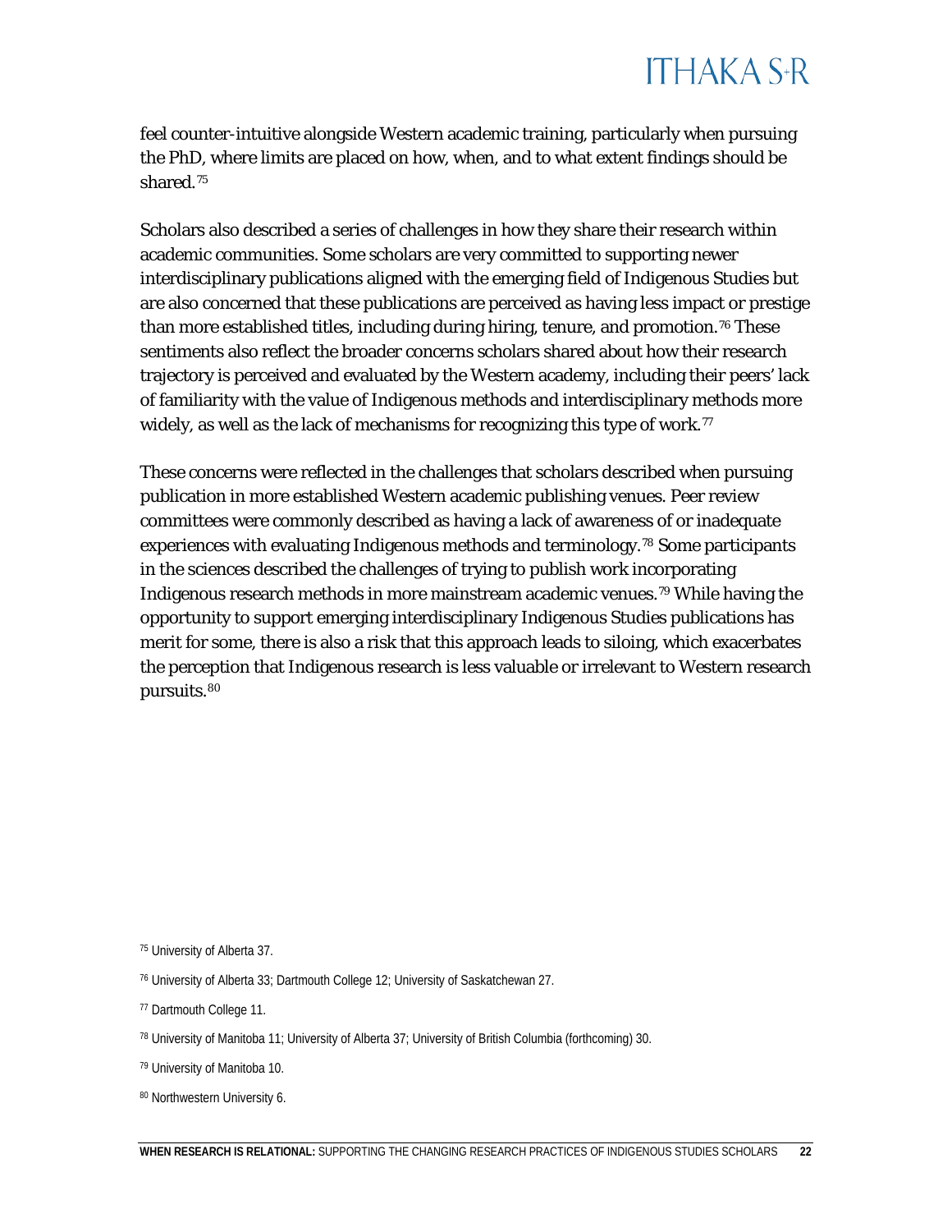feel counter-intuitive alongside Western academic training, particularly when pursuing the PhD, where limits are placed on how, when, and to what extent findings should be shared.[75]

Scholars also described a series of challenges in how they share their research within academic communities. Some scholars are very committed to supporting newer interdisciplinary publications aligned with the emerging field of Indigenous Studies but are also concerned that these publications are perceived as having less impact or prestige than more established titles, including during hiring, tenure, and promotion.[76] These sentiments also reflect the broader concerns scholars shared about how their research trajectory is perceived and evaluated by the Western academy, including their peers' lack of familiarity with the value of Indigenous methods and interdisciplinary methods more widely, as well as the lack of mechanisms for recognizing this type of work.[77]

These concerns were reflected in the challenges that scholars described when pursuing publication in more established Western academic publishing venues. Peer review committees were commonly described as having a lack of awareness of or inadequate experiences with evaluating Indigenous methods and terminology.[78] Some participants in the sciences described the challenges of trying to publish work incorporating Indigenous research methods in more mainstream academic venues.[79] While having the opportunity to support emerging interdisciplinary Indigenous Studies publications has merit for some, there is also a risk that this approach leads to siloing, which exacerbates the perception that Indigenous research is less valuable or irrelevant to Western research pursuits.[80]

[75] University of Alberta 37.

[76] University of Alberta 33; Dartmouth College 12; University of Saskatchewan 27.

[77] Dartmouth College 11.

[78] University of Manitoba 11; University of Alberta 37; University of British Columbia (forthcoming) 30.

[79] University of Manitoba 10.

[80] Northwestern University 6.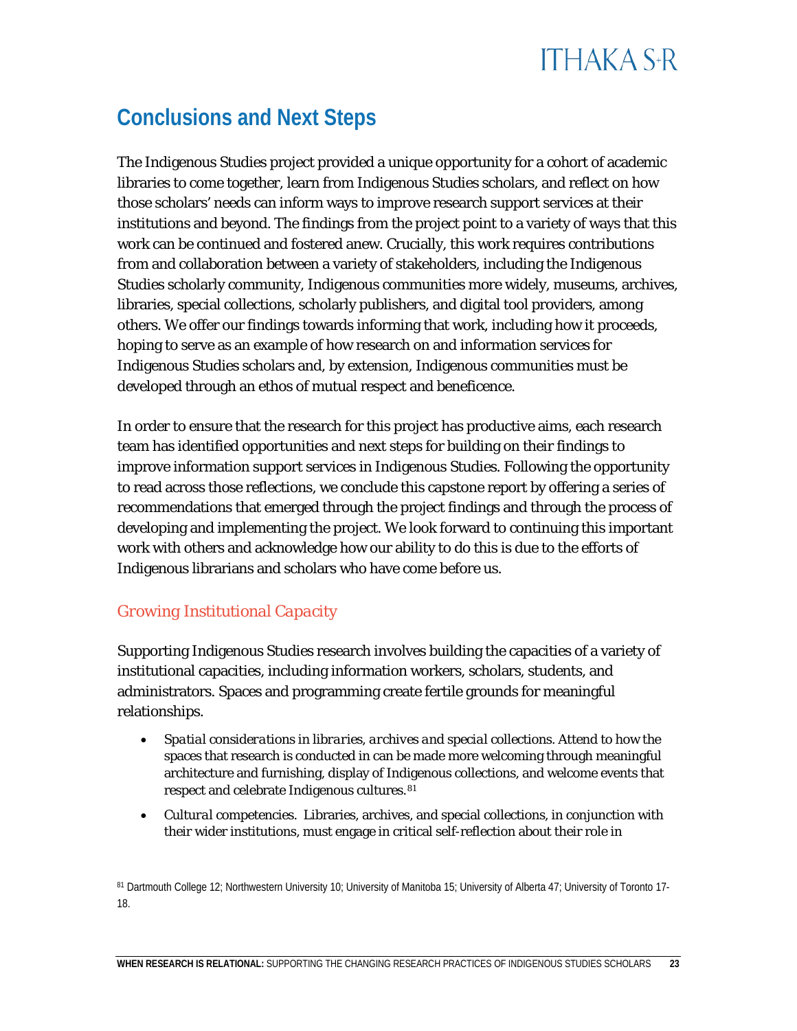## Conclusions and Next Steps

The Indigenous Studies project provided a unique opportunity for a cohort of academic libraries to come together, learn from Indigenous Studies scholars, and reflect on how those scholars' needs can inform ways to improve research support services at their institutions and beyond. The findings from the project point to a variety of ways that this work can be continued and fostered anew. Crucially, this work requires contributions from and collaboration between a variety of stakeholders, including the Indigenous Studies scholarly community, Indigenous communities more widely, museums, archives, libraries, special collections, scholarly publishers, and digital tool providers, among others. We offer our findings towards informing that work, including how it proceeds, hoping to serve as an example of how research on and information services for Indigenous Studies scholars and, by extension, Indigenous communities must be developed through an ethos of mutual respect and beneficence.

In order to ensure that the research for this project has productive aims, each research team has identified opportunities and next steps for building on their findings to improve information support services in Indigenous Studies. Following the opportunity to read across those reflections, we conclude this capstone report by offering a series of recommendations that emerged through the project findings and through the process of developing and implementing the project. We look forward to continuing this important work with others and acknowledge how our ability to do this is due to the efforts of Indigenous librarians and scholars who have come before us.

### *Growing Institutional Capacity*

Supporting Indigenous Studies research involves building the capacities of a variety of institutional capacities, including information workers, scholars, students, and administrators. Spaces and programming create fertile grounds for meaningful relationships.

- *Spatial considerations in libraries, archives and special collections.* Attend to how the spaces that research is conducted in can be made more welcoming through meaningful architecture and furnishing, display of Indigenous collections, and welcome events that respect and celebrate Indigenous cultures.[81]
- *Cultural competencies.* Libraries, archives, and special collections, in conjunction with their wider institutions, must engage in critical self-reflection about their role in

[81] Dartmouth College 12; Northwestern University 10; University of Manitoba 15; University of Alberta 47; University of Toronto 17-18.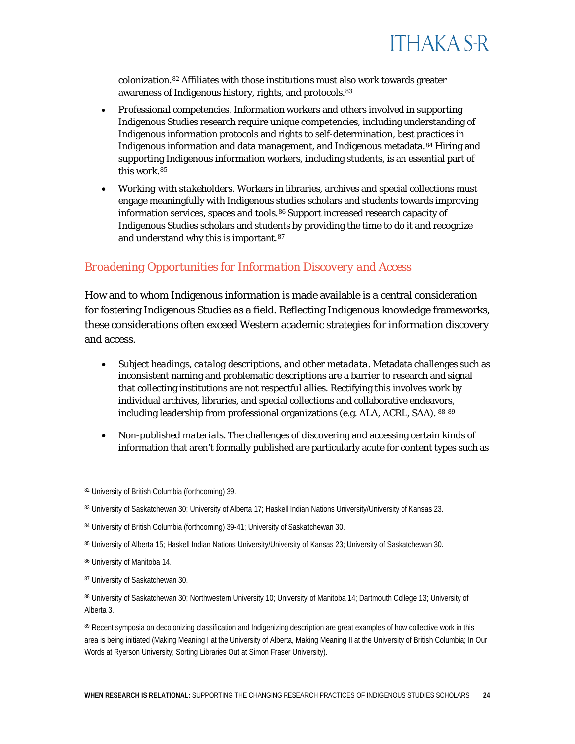colonization.[82] Affiliates with those institutions must also work towards greater awareness of Indigenous history, rights, and protocols.[83]

- *Professional competencies.* Information workers and others involved in supporting Indigenous Studies research require unique competencies, including understanding of Indigenous information protocols and rights to self-determination, best practices in Indigenous information and data management, and Indigenous metadata.[84] Hiring and supporting Indigenous information workers, including students, is an essential part of this work.[85]
- *Working with stakeholders.* Workers in libraries, archives and special collections must engage meaningfully with Indigenous studies scholars and students towards improving information services, spaces and tools.[86] Support increased research capacity of Indigenous Studies scholars and students by providing the time to do it and recognize and understand why this is important.[87]

## *Broadening Opportunities for Information Discovery and Access*

How and to whom Indigenous information is made available is a central consideration for fostering Indigenous Studies as a field. Reflecting Indigenous knowledge frameworks, these considerations often exceed Western academic strategies for information discovery and access.

- *Subject headings, catalog descriptions, and other metadata.* Metadata challenges such as inconsistent naming and problematic descriptions are a barrier to research and signal that collecting institutions are not respectful allies. Rectifying this involves work by individual archives, libraries, and special collections and collaborative endeavors, including leadership from professional organizations (e.g. ALA, ACRL, SAA). [88] [89]
- *Non-published materials.* The challenges of discovering and accessing certain kinds of information that aren't formally published are particularly acute for content types such as

[82] University of British Columbia (forthcoming) 39.

[83] University of Saskatchewan 30; University of Alberta 17; Haskell Indian Nations University/University of Kansas 23.

[84] University of British Columbia (forthcoming) 39-41; University of Saskatchewan 30.

[85] University of Alberta 15; Haskell Indian Nations University/University of Kansas 23; University of Saskatchewan 30.

[86] University of Manitoba 14.

[87] University of Saskatchewan 30.

[88] University of Saskatchewan 30; Northwestern University 10; University of Manitoba 14; Dartmouth College 13; University of Alberta 3.

[89] Recent symposia on decolonizing classification and Indigenizing description are great examples of how collective work in this area is being initiated (Making Meaning I at the University of Alberta, Making Meaning II at the University of British Columbia; In Our Words at Ryerson University; Sorting Libraries Out at Simon Fraser University).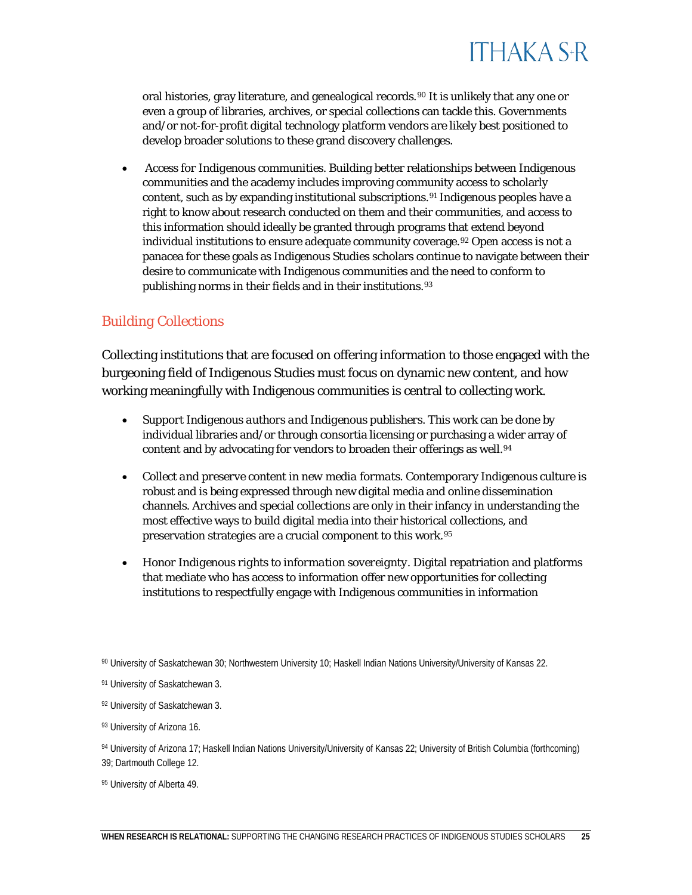oral histories, gray literature, and genealogical records.[90] It is unlikely that any one or even a group of libraries, archives, or special collections can tackle this. Governments and/or not-for-profit digital technology platform vendors are likely best positioned to develop broader solutions to these grand discovery challenges.

- *Access for Indigenous communities.* Building better relationships between Indigenous communities and the academy includes improving community access to scholarly content, such as by expanding institutional subscriptions.[91] Indigenous peoples have a right to know about research conducted on them and their communities, and access to this information should ideally be granted through programs that extend beyond individual institutions to ensure adequate community coverage.[92] Open access is not a panacea for these goals as Indigenous Studies scholars continue to navigate between their desire to communicate with Indigenous communities and the need to conform to publishing norms in their fields and in their institutions.[93]

## Building Collections

Collecting institutions that are focused on offering information to those engaged with the burgeoning field of Indigenous Studies must focus on dynamic new content, and how working meaningfully with Indigenous communities is central to collecting work.

- *Support Indigenous authors and Indigenous publishers.* This work can be done by individual libraries and/or through consortia licensing or purchasing a wider array of content and by advocating for vendors to broaden their offerings as well.[94]

- *Collect and preserve content in new media formats.* Contemporary Indigenous culture is robust and is being expressed through new digital media and online dissemination channels. Archives and special collections are only in their infancy in understanding the most effective ways to build digital media into their historical collections, and preservation strategies are a crucial component to this work.[95]

- *Honor Indigenous rights to information sovereignty.* Digital repatriation and platforms that mediate who has access to information offer new opportunities for collecting institutions to respectfully engage with Indigenous communities in information

[90] University of Saskatchewan 30; Northwestern University 10; Haskell Indian Nations University/University of Kansas 22.

[91] University of Saskatchewan 3.

[92] University of Saskatchewan 3.

[93] University of Arizona 16.

[94] University of Arizona 17; Haskell Indian Nations University/University of Kansas 22; University of British Columbia (forthcoming) 39; Dartmouth College 12.

[95] University of Alberta 49.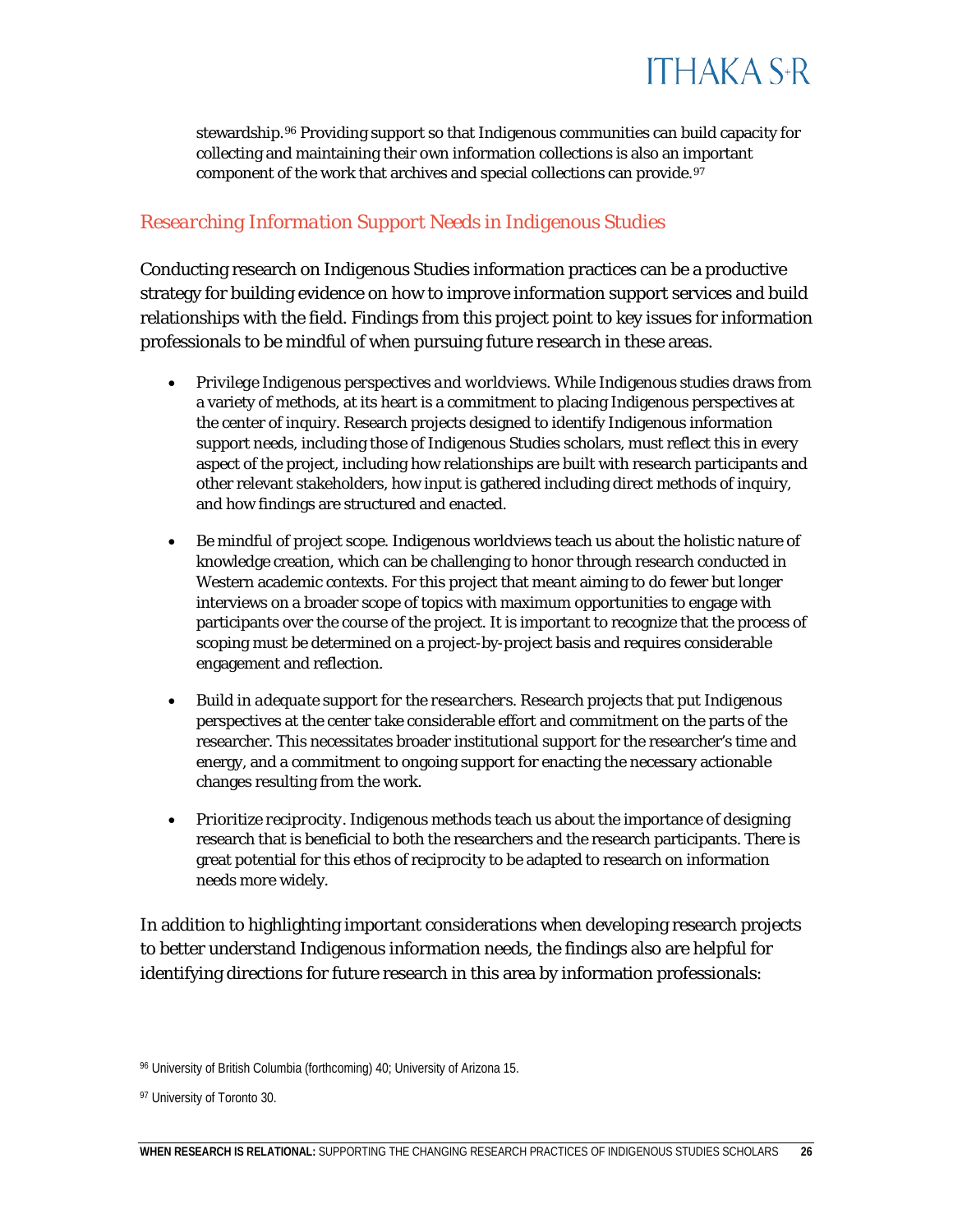stewardship.[96] Providing support so that Indigenous communities can build capacity for collecting and maintaining their own information collections is also an important component of the work that archives and special collections can provide.[97]

### *Researching Information Support Needs in Indigenous Studies*

Conducting research on Indigenous Studies information practices can be a productive strategy for building evidence on how to improve information support services and build relationships with the field. Findings from this project point to key issues for information professionals to be mindful of when pursuing future research in these areas.

- *Privilege Indigenous perspectives and worldviews.* While Indigenous studies draws from a variety of methods, at its heart is a commitment to placing Indigenous perspectives at the center of inquiry. Research projects designed to identify Indigenous information support needs, including those of Indigenous Studies scholars, must reflect this in every aspect of the project, including how relationships are built with research participants and other relevant stakeholders, how input is gathered including direct methods of inquiry, and how findings are structured and enacted.

- *Be mindful of project scope.* Indigenous worldviews teach us about the holistic nature of knowledge creation, which can be challenging to honor through research conducted in Western academic contexts. For this project that meant aiming to do fewer but longer interviews on a broader scope of topics with maximum opportunities to engage with participants over the course of the project. It is important to recognize that the process of scoping must be determined on a project-by-project basis and requires considerable engagement and reflection.

- *Build in adequate support for the researchers.* Research projects that put Indigenous perspectives at the center take considerable effort and commitment on the parts of the researcher. This necessitates broader institutional support for the researcher's time and energy, and a commitment to ongoing support for enacting the necessary actionable changes resulting from the work.

- *Prioritize reciprocity.* Indigenous methods teach us about the importance of designing research that is beneficial to both the researchers and the research participants. There is great potential for this ethos of reciprocity to be adapted to research on information needs more widely.

In addition to highlighting important considerations when developing research projects to better understand Indigenous information needs, the findings also are helpful for identifying directions for future research in this area by information professionals:

---

[96] University of British Columbia (forthcoming) 40; University of Arizona 15.

[97] University of Toronto 30.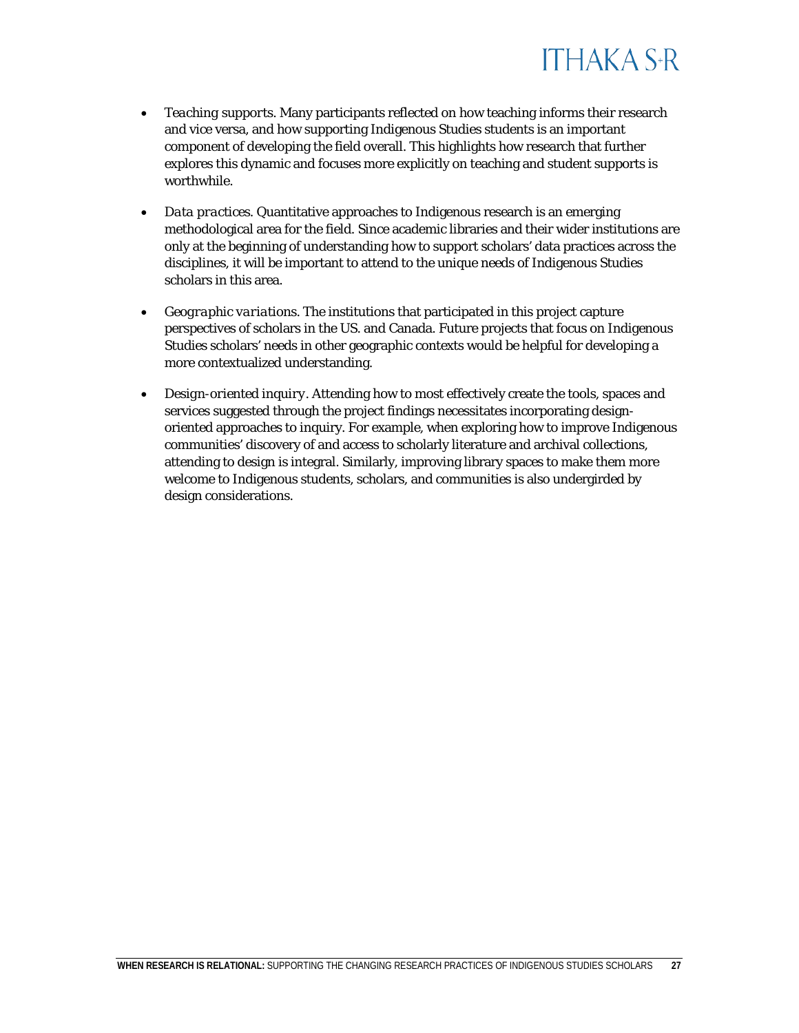- *Teaching supports*. Many participants reflected on how teaching informs their research and vice versa, and how supporting Indigenous Studies students is an important component of developing the field overall. This highlights how research that further explores this dynamic and focuses more explicitly on teaching and student supports is worthwhile.
- *Data practices*. Quantitative approaches to Indigenous research is an emerging methodological area for the field. Since academic libraries and their wider institutions are only at the beginning of understanding how to support scholars' data practices across the disciplines, it will be important to attend to the unique needs of Indigenous Studies scholars in this area.
- *Geographic variations*. The institutions that participated in this project capture perspectives of scholars in the US. and Canada. Future projects that focus on Indigenous Studies scholars' needs in other geographic contexts would be helpful for developing a more contextualized understanding.
- *Design-oriented inquiry*. Attending how to most effectively create the tools, spaces and services suggested through the project findings necessitates incorporating design-oriented approaches to inquiry. For example, when exploring how to improve Indigenous communities' discovery of and access to scholarly literature and archival collections, attending to design is integral. Similarly, improving library spaces to make them more welcome to Indigenous students, scholars, and communities is also undergirded by design considerations.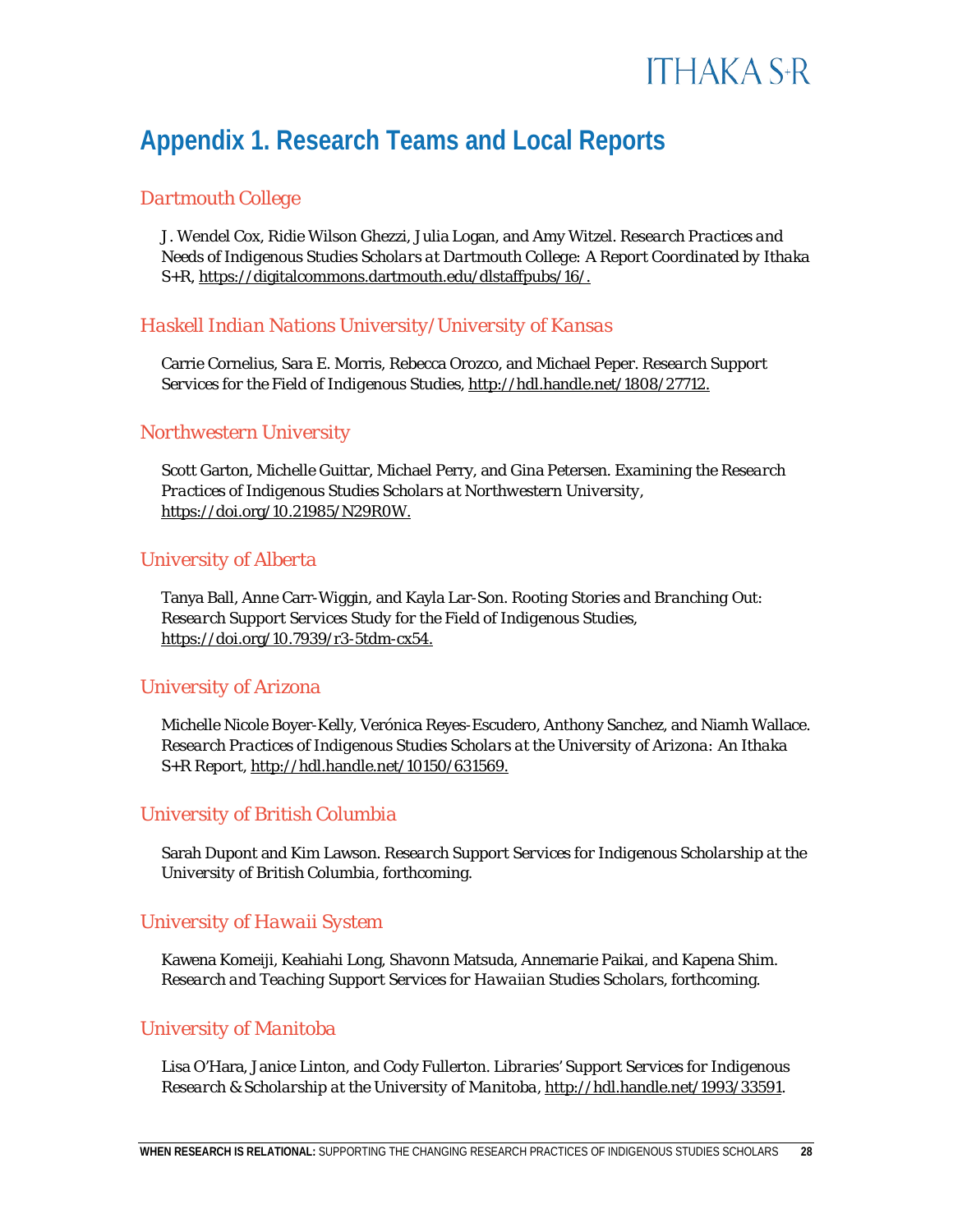# Appendix 1. Research Teams and Local Reports

## Dartmouth College

J. Wendel Cox, Ridie Wilson Ghezzi, Julia Logan, and Amy Witzel. *Research Practices and Needs of Indigenous Studies Scholars at Dartmouth College: A Report Coordinated by Ithaka S+R*, https://digitalcommons.dartmouth.edu/dlstaffpubs/16/.

## Haskell Indian Nations University/University of Kansas

Carrie Cornelius, Sara E. Morris, Rebecca Orozco, and Michael Peper. *Research Support Services for the Field of Indigenous Studies*, http://hdl.handle.net/1808/27712.

## Northwestern University

Scott Garton, Michelle Guittar, Michael Perry, and Gina Petersen. *Examining the Research Practices of Indigenous Studies Scholars at Northwestern University*, https://doi.org/10.21985/N29R0W.

## University of Alberta

Tanya Ball, Anne Carr-Wiggin, and Kayla Lar-Son. *Rooting Stories and Branching Out: Research Support Services Study for the Field of Indigenous Studies*, https://doi.org/10.7939/r3-5tdm-cx54.

## University of Arizona

Michelle Nicole Boyer-Kelly, Verónica Reyes-Escudero, Anthony Sanchez, and Niamh Wallace. *Research Practices of Indigenous Studies Scholars at the University of Arizona: An Ithaka S+R Report*, http://hdl.handle.net/10150/631569.

## University of British Columbia

Sarah Dupont and Kim Lawson. *Research Support Services for Indigenous Scholarship at the University of British Columbia*, forthcoming.

## University of Hawaii System

Kawena Komeiji, Keahiahi Long, Shavonn Matsuda, Annemarie Paikai, and Kapena Shim. *Research and Teaching Support Services for Hawaiian Studies Scholars*, forthcoming.

## University of Manitoba

Lisa O'Hara, Janice Linton, and Cody Fullerton. *Libraries' Support Services for Indigenous Research & Scholarship at the University of Manitoba*, http://hdl.handle.net/1993/33591.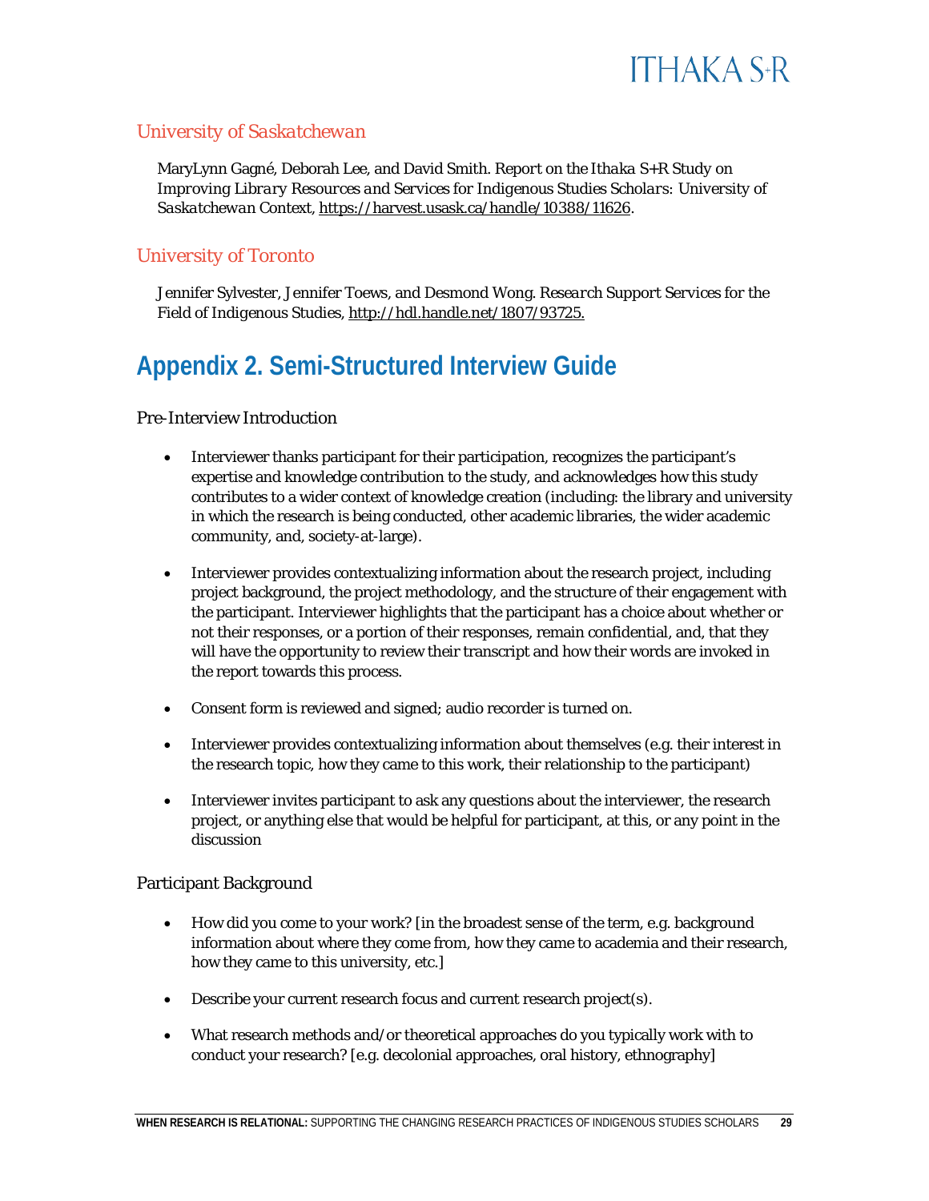### University of Saskatchewan

MaryLynn Gagné, Deborah Lee, and David Smith. *Report on the Ithaka S+R Study on Improving Library Resources and Services for Indigenous Studies Scholars: University of Saskatchewan Context*, https://harvest.usask.ca/handle/10388/11626.

### University of Toronto

Jennifer Sylvester, Jennifer Toews, and Desmond Wong. *Research Support Services for the Field of Indigenous Studies*, http://hdl.handle.net/1807/93725.

## Appendix 2. Semi-Structured Interview Guide

Pre-Interview Introduction

- Interviewer thanks participant for their participation, recognizes the participant's expertise and knowledge contribution to the study, and acknowledges how this study contributes to a wider context of knowledge creation (including: the library and university in which the research is being conducted, other academic libraries, the wider academic community, and, society-at-large).
- Interviewer provides contextualizing information about the research project, including project background, the project methodology, and the structure of their engagement with the participant. Interviewer highlights that the participant has a choice about whether or not their responses, or a portion of their responses, remain confidential, and, that they will have the opportunity to review their transcript and how their words are invoked in the report towards this process.
- Consent form is reviewed and signed; audio recorder is turned on.
- Interviewer provides contextualizing information about themselves (e.g. their interest in the research topic, how they came to this work, their relationship to the participant)
- Interviewer invites participant to ask any questions about the interviewer, the research project, or anything else that would be helpful for participant, at this, or any point in the discussion

Participant Background

- How did you come to your work? [in the broadest sense of the term, e.g. background information about where they come from, how they came to academia and their research, how they came to this university, etc.]
- Describe your current research focus and current research project(s).
- What research methods and/or theoretical approaches do you typically work with to conduct your research? [e.g. decolonial approaches, oral history, ethnography]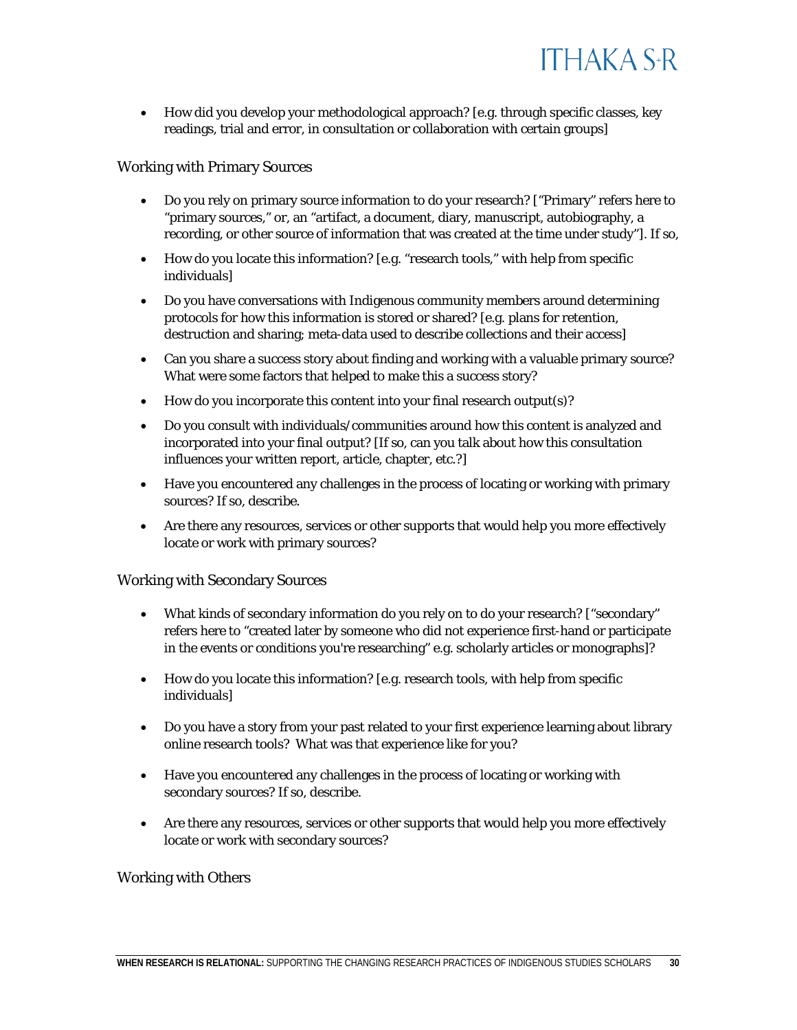- How did you develop your methodological approach? [e.g. through specific classes, key readings, trial and error, in consultation or collaboration with certain groups]

### Working with Primary Sources

- Do you rely on primary source information to do your research? ["Primary" refers here to "primary sources," or, an "artifact, a document, diary, manuscript, autobiography, a recording, or other source of information that was created at the time under study"]. If so,
- How do you locate this information? [e.g. "research tools," with help from specific individuals]
- Do you have conversations with Indigenous community members around determining protocols for how this information is stored or shared? [e.g. plans for retention, destruction and sharing; meta-data used to describe collections and their access]
- Can you share a success story about finding and working with a valuable primary source? What were some factors that helped to make this a success story?
- How do you incorporate this content into your final research output(s)?
- Do you consult with individuals/communities around how this content is analyzed and incorporated into your final output? [If so, can you talk about how this consultation influences your written report, article, chapter, etc.?]
- Have you encountered any challenges in the process of locating or working with primary sources? If so, describe.
- Are there any resources, services or other supports that would help you more effectively locate or work with primary sources?

### Working with Secondary Sources

- What kinds of secondary information do you rely on to do your research? ["secondary" refers here to "created later by someone who did not experience first-hand or participate in the events or conditions you're researching" e.g. scholarly articles or monographs]?
- How do you locate this information? [e.g. research tools, with help from specific individuals]
- Do you have a story from your past related to your first experience learning about library online research tools? What was that experience like for you?
- Have you encountered any challenges in the process of locating or working with secondary sources? If so, describe.
- Are there any resources, services or other supports that would help you more effectively locate or work with secondary sources?

### Working with Others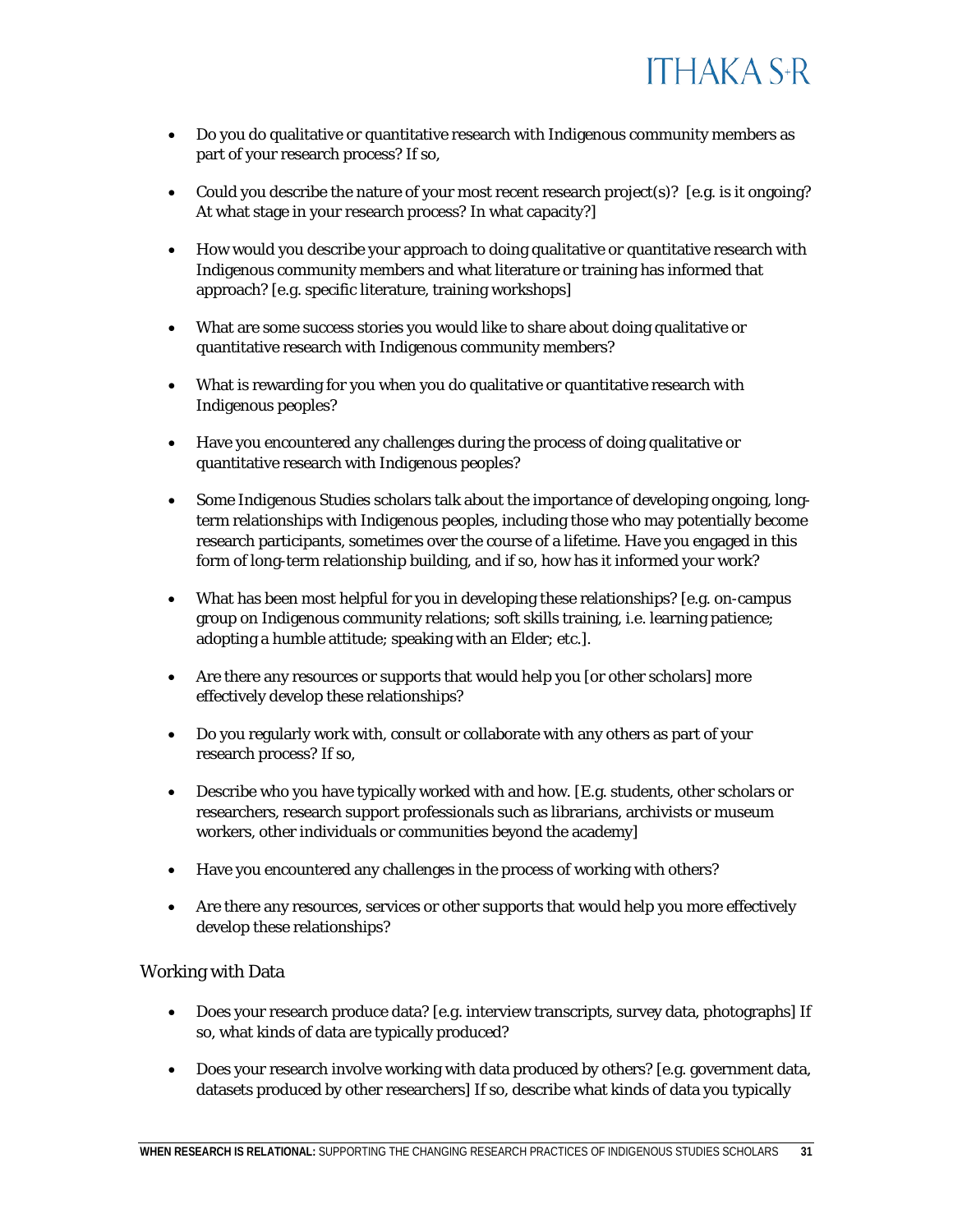- Do you do qualitative or quantitative research with Indigenous community members as part of your research process? If so,

- Could you describe the nature of your most recent research project(s)? [e.g. is it ongoing? At what stage in your research process? In what capacity?]

- How would you describe your approach to doing qualitative or quantitative research with Indigenous community members and what literature or training has informed that approach? [e.g. specific literature, training workshops]

- What are some success stories you would like to share about doing qualitative or quantitative research with Indigenous community members?

- What is rewarding for you when you do qualitative or quantitative research with Indigenous peoples?

- Have you encountered any challenges during the process of doing qualitative or quantitative research with Indigenous peoples?

- Some Indigenous Studies scholars talk about the importance of developing ongoing, long-term relationships with Indigenous peoples, including those who may potentially become research participants, sometimes over the course of a lifetime. Have you engaged in this form of long-term relationship building, and if so, how has it informed your work?

- What has been most helpful for you in developing these relationships? [e.g. on-campus group on Indigenous community relations; soft skills training, i.e. learning patience; adopting a humble attitude; speaking with an Elder; etc.].

- Are there any resources or supports that would help you [or other scholars] more effectively develop these relationships?

- Do you regularly work with, consult or collaborate with any others as part of your research process? If so,

- Describe who you have typically worked with and how. [E.g. students, other scholars or researchers, research support professionals such as librarians, archivists or museum workers, other individuals or communities beyond the academy]

- Have you encountered any challenges in the process of working with others?

- Are there any resources, services or other supports that would help you more effectively develop these relationships?

## Working with Data

- Does your research produce data? [e.g. interview transcripts, survey data, photographs] If so, what kinds of data are typically produced?

- Does your research involve working with data produced by others? [e.g. government data, datasets produced by other researchers] If so, describe what kinds of data you typically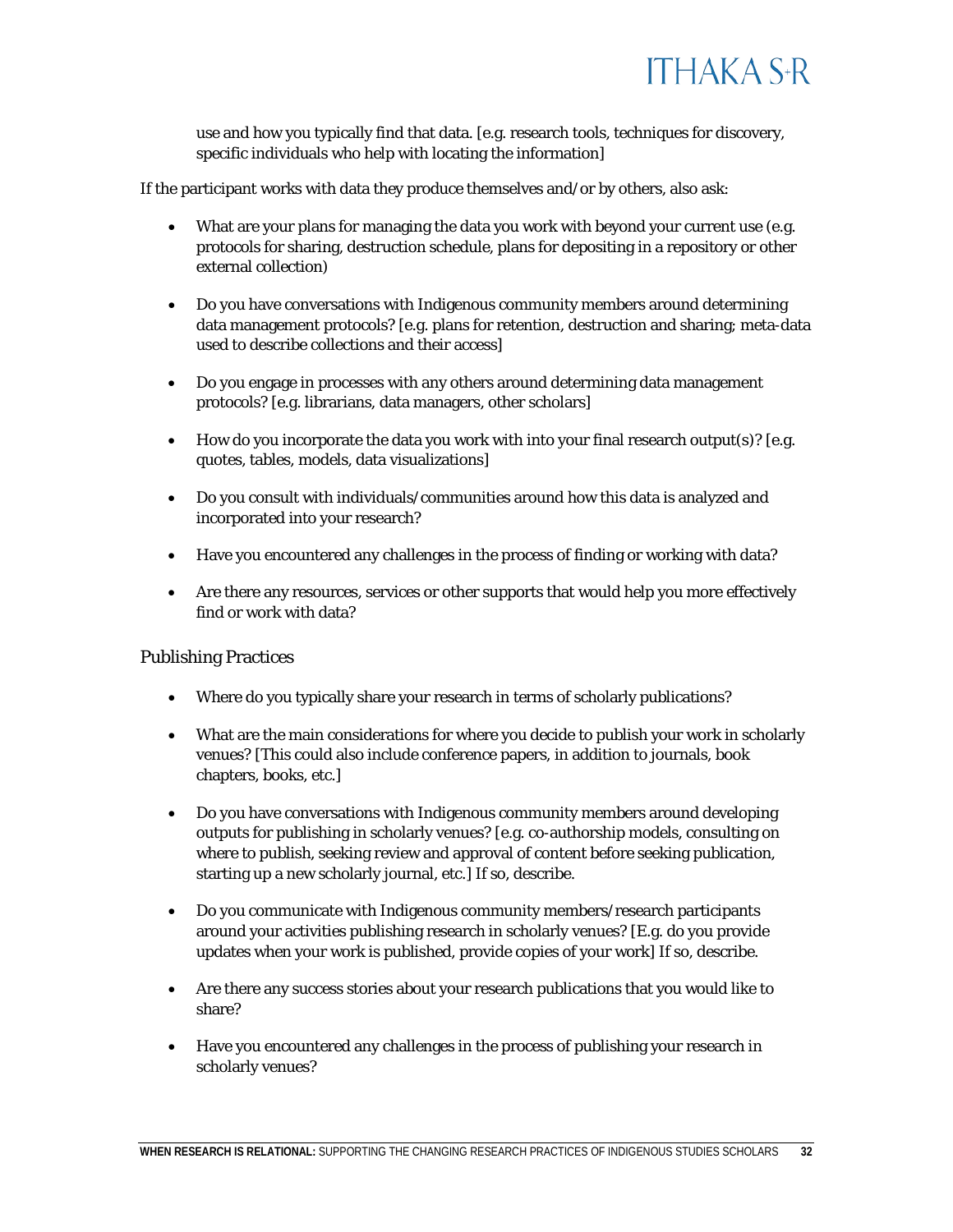use and how you typically find that data. [e.g. research tools, techniques for discovery, specific individuals who help with locating the information]

If the participant works with data they produce themselves and/or by others, also ask:

- What are your plans for managing the data you work with beyond your current use (e.g. protocols for sharing, destruction schedule, plans for depositing in a repository or other external collection)
- Do you have conversations with Indigenous community members around determining data management protocols? [e.g. plans for retention, destruction and sharing; meta-data used to describe collections and their access]
- Do you engage in processes with any others around determining data management protocols? [e.g. librarians, data managers, other scholars]
- How do you incorporate the data you work with into your final research output(s)? [e.g. quotes, tables, models, data visualizations]
- Do you consult with individuals/communities around how this data is analyzed and incorporated into your research?
- Have you encountered any challenges in the process of finding or working with data?
- Are there any resources, services or other supports that would help you more effectively find or work with data?

### Publishing Practices

- Where do you typically share your research in terms of scholarly publications?
- What are the main considerations for where you decide to publish your work in scholarly venues? [This could also include conference papers, in addition to journals, book chapters, books, etc.]
- Do you have conversations with Indigenous community members around developing outputs for publishing in scholarly venues? [e.g. co-authorship models, consulting on where to publish, seeking review and approval of content before seeking publication, starting up a new scholarly journal, etc.] If so, describe.
- Do you communicate with Indigenous community members/research participants around your activities publishing research in scholarly venues? [E.g. do you provide updates when your work is published, provide copies of your work] If so, describe.
- Are there any success stories about your research publications that you would like to share?
- Have you encountered any challenges in the process of publishing your research in scholarly venues?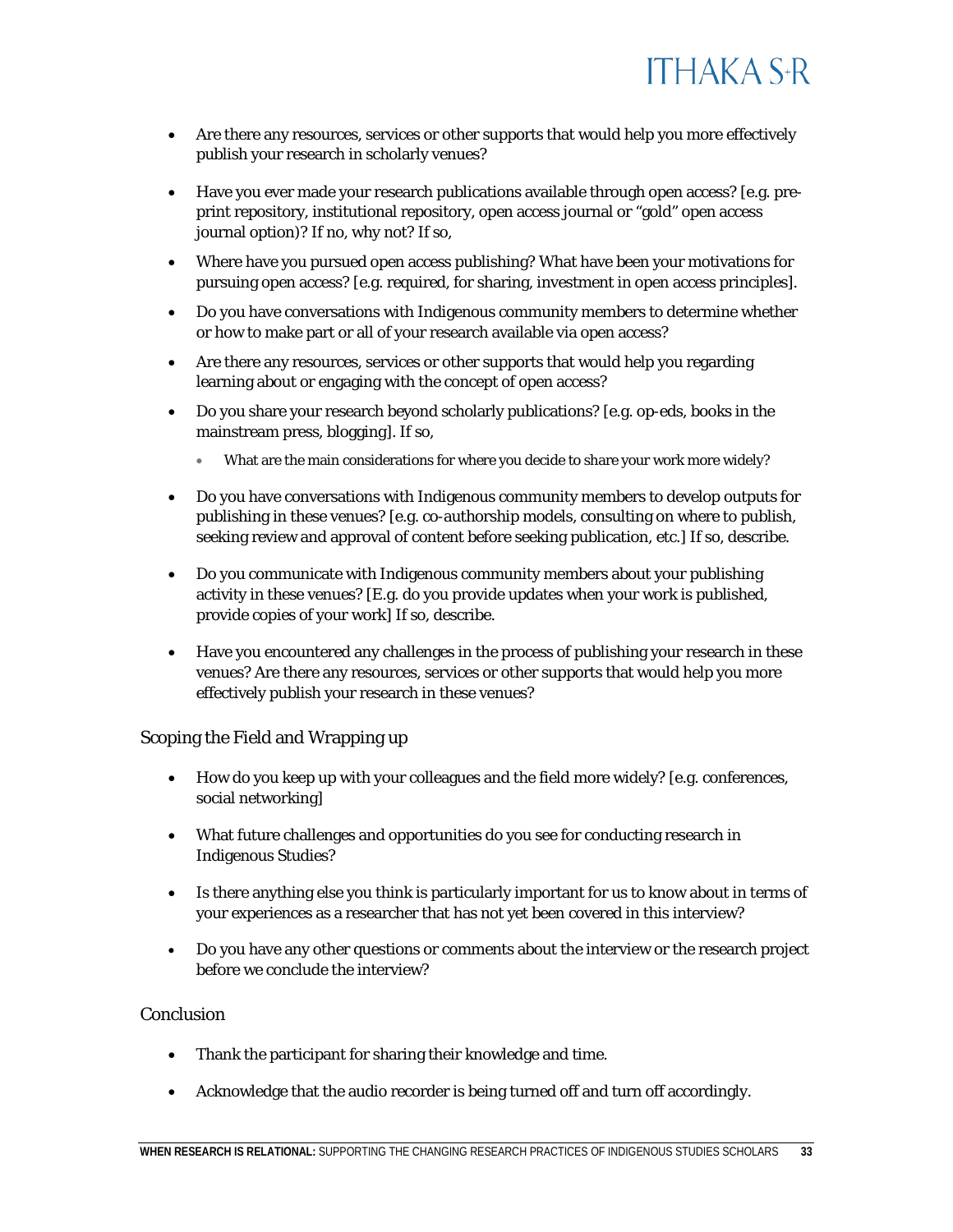- Are there any resources, services or other supports that would help you more effectively publish your research in scholarly venues?

- Have you ever made your research publications available through open access? [e.g. pre-print repository, institutional repository, open access journal or "gold" open access journal option)? If no, why not? If so,

- Where have you pursued open access publishing? What have been your motivations for pursuing open access? [e.g. required, for sharing, investment in open access principles].

- Do you have conversations with Indigenous community members to determine whether or how to make part or all of your research available via open access?

- Are there any resources, services or other supports that would help you regarding learning about or engaging with the concept of open access?

- Do you share your research beyond scholarly publications? [e.g. op-eds, books in the mainstream press, blogging]. If so,
  - What are the main considerations for where you decide to share your work more widely?

- Do you have conversations with Indigenous community members to develop outputs for publishing in these venues? [e.g. co-authorship models, consulting on where to publish, seeking review and approval of content before seeking publication, etc.] If so, describe.

- Do you communicate with Indigenous community members about your publishing activity in these venues? [E.g. do you provide updates when your work is published, provide copies of your work] If so, describe.

- Have you encountered any challenges in the process of publishing your research in these venues? Are there any resources, services or other supports that would help you more effectively publish your research in these venues?

### Scoping the Field and Wrapping up

- How do you keep up with your colleagues and the field more widely? [e.g. conferences, social networking]

- What future challenges and opportunities do you see for conducting research in Indigenous Studies?

- Is there anything else you think is particularly important for us to know about in terms of your experiences as a researcher that has not yet been covered in this interview?

- Do you have any other questions or comments about the interview or the research project before we conclude the interview?

### Conclusion

- Thank the participant for sharing their knowledge and time.

- Acknowledge that the audio recorder is being turned off and turn off accordingly.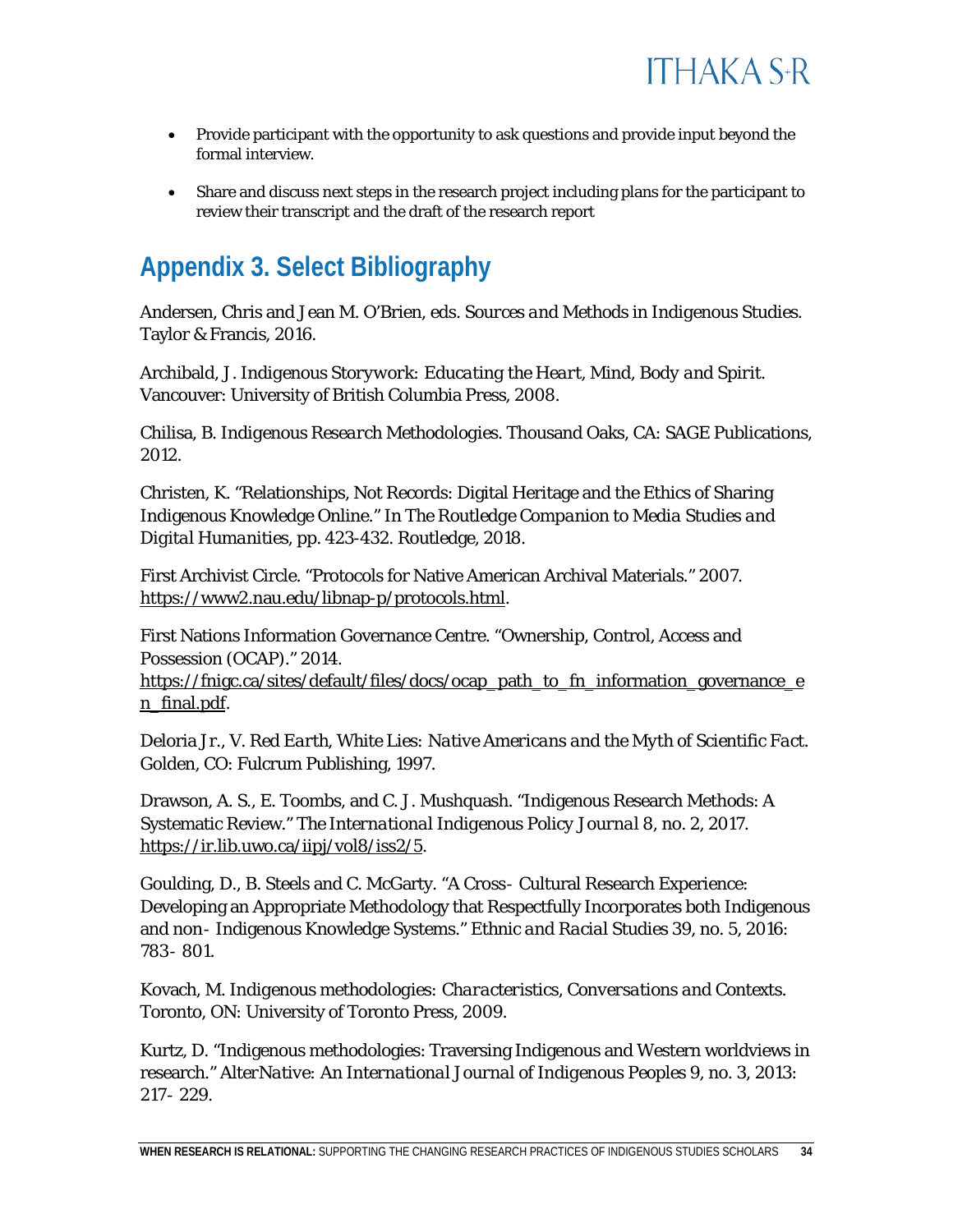- Provide participant with the opportunity to ask questions and provide input beyond the formal interview.
- Share and discuss next steps in the research project including plans for the participant to review their transcript and the draft of the research report

## Appendix 3. Select Bibliography

Andersen, Chris and Jean M. O'Brien, eds. *Sources and Methods in Indigenous Studies*. Taylor & Francis, 2016.

Archibald, J. *Indigenous Storywork: Educating the Heart, Mind, Body and Spirit*. Vancouver: University of British Columbia Press, 2008.

Chilisa, B. *Indigenous Research Methodologies*. Thousand Oaks, CA: SAGE Publications, 2012.

Christen, K. "Relationships, Not Records: Digital Heritage and the Ethics of Sharing Indigenous Knowledge Online." In *The Routledge Companion to Media Studies and Digital Humanities*, pp. 423-432. Routledge, 2018.

First Archivist Circle. "Protocols for Native American Archival Materials." 2007. https://www2.nau.edu/libnap-p/protocols.html.

First Nations Information Governance Centre. "Ownership, Control, Access and Possession (OCAP)." 2014. https://fnigc.ca/sites/default/files/docs/ocap_path_to_fn_information_governance_en_final.pdf.

Deloria Jr., V. *Red Earth, White Lies: Native Americans and the Myth of Scientific Fact*. Golden, CO: Fulcrum Publishing, 1997.

Drawson, A. S., E. Toombs, and C. J. Mushquash. "Indigenous Research Methods: A Systematic Review." *The International Indigenous Policy Journal* 8, no. 2, 2017. https://ir.lib.uwo.ca/iipj/vol8/iss2/5.

Goulding, D., B. Steels and C. McGarty. "A Cross- Cultural Research Experience: Developing an Appropriate Methodology that Respectfully Incorporates both Indigenous and non- Indigenous Knowledge Systems." *Ethnic and Racial Studies* 39, no. 5, 2016: 783- 801.

Kovach, M. *Indigenous methodologies: Characteristics, Conversations and Contexts*. Toronto, ON: University of Toronto Press, 2009.

Kurtz, D. "Indigenous methodologies: Traversing Indigenous and Western worldviews in research." *AlterNative: An International Journal of Indigenous Peoples* 9, no. 3, 2013: 217- 229.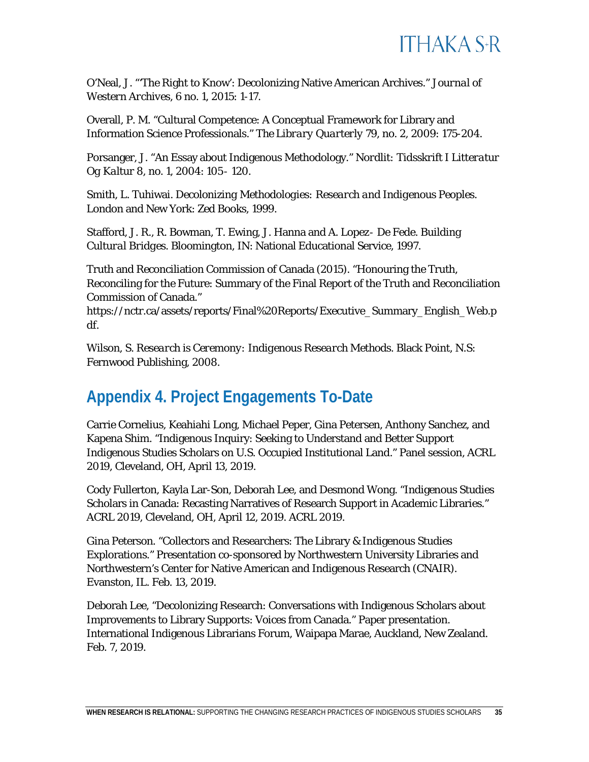O'Neal, J. "'The Right to Know': Decolonizing Native American Archives." *Journal of Western Archives*, 6 no. 1, 2015: 1-17.

Overall, P. M. "Cultural Competence: A Conceptual Framework for Library and Information Science Professionals." *The Library Quarterly* 79, no. 2, 2009: 175-204.

Porsanger, J. "An Essay about Indigenous Methodology." *Nordlit: Tidsskrift I Litteratur Og Kaltur* 8, no. 1, 2004: 105- 120.

Smith, L. Tuhiwai. *Decolonizing Methodologies: Research and Indigenous Peoples*. London and New York: Zed Books, 1999.

Stafford, J. R., R. Bowman, T. Ewing, J. Hanna and A. Lopez- De Fede. *Building Cultural Bridges*. Bloomington, IN: National Educational Service, 1997.

Truth and Reconciliation Commission of Canada (2015). "Honouring the Truth, Reconciling for the Future: Summary of the Final Report of the Truth and Reconciliation Commission of Canada." https://nctr.ca/assets/reports/Final%20Reports/Executive_Summary_English_Web.pdf.

Wilson, S. *Research is Ceremony: Indigenous Research Methods*. Black Point, N.S: Fernwood Publishing, 2008.

## Appendix 4. Project Engagements To-Date

Carrie Cornelius, Keahiahi Long, Michael Peper, Gina Petersen, Anthony Sanchez, and Kapena Shim. "Indigenous Inquiry: Seeking to Understand and Better Support Indigenous Studies Scholars on U.S. Occupied Institutional Land." Panel session, ACRL 2019, Cleveland, OH, April 13, 2019.

Cody Fullerton, Kayla Lar-Son, Deborah Lee, and Desmond Wong. "Indigenous Studies Scholars in Canada: Recasting Narratives of Research Support in Academic Libraries." ACRL 2019, Cleveland, OH, April 12, 2019. ACRL 2019.

Gina Peterson. "Collectors and Researchers: The Library & Indigenous Studies Explorations." Presentation co-sponsored by Northwestern University Libraries and Northwestern's Center for Native American and Indigenous Research (CNAIR). Evanston, IL. Feb. 13, 2019.

Deborah Lee, "Decolonizing Research: Conversations with Indigenous Scholars about Improvements to Library Supports: Voices from Canada." Paper presentation. International Indigenous Librarians Forum, Waipapa Marae, Auckland, New Zealand. Feb. 7, 2019.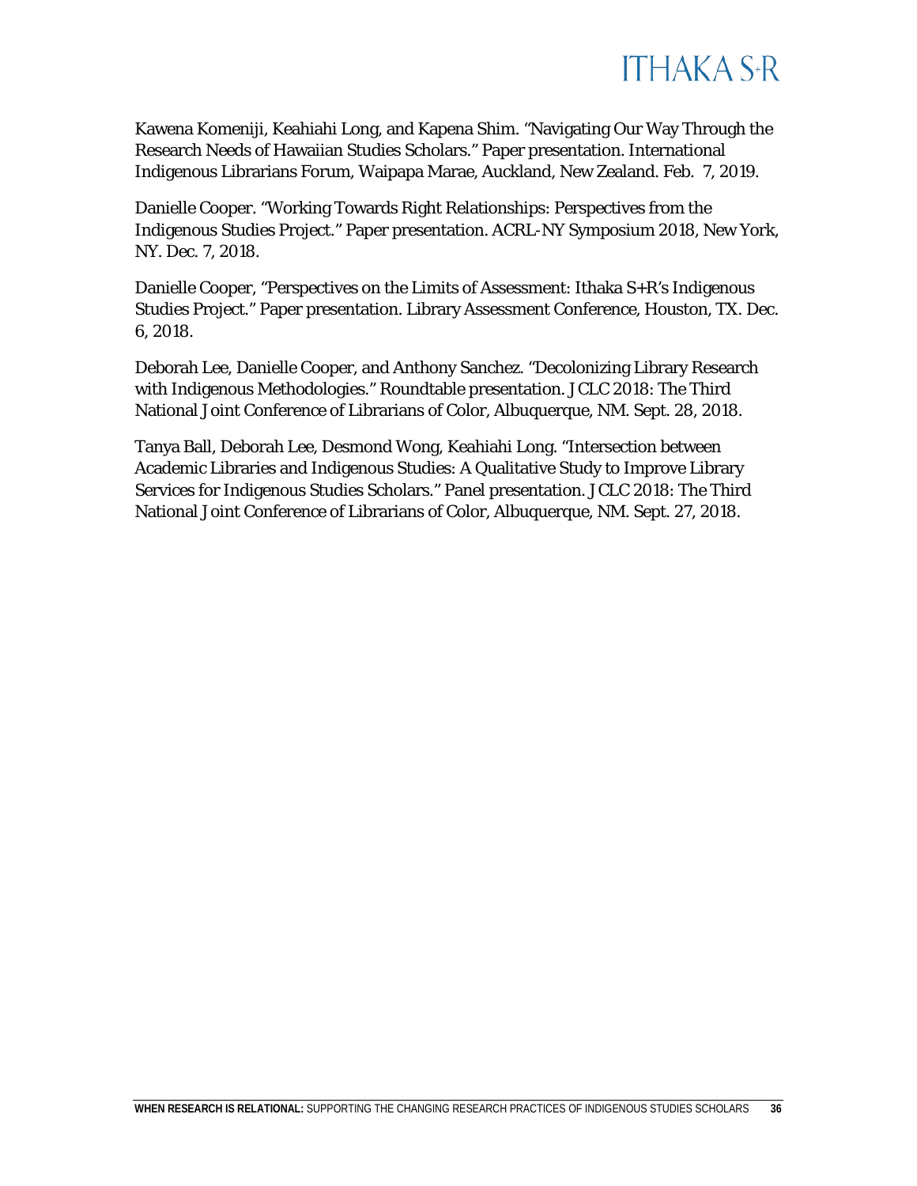Kawena Komeniji, Keahiahi Long, and Kapena Shim. "Navigating Our Way Through the Research Needs of Hawaiian Studies Scholars." Paper presentation. International Indigenous Librarians Forum, Waipapa Marae, Auckland, New Zealand. Feb. 7, 2019.

Danielle Cooper. "Working Towards Right Relationships: Perspectives from the Indigenous Studies Project." Paper presentation. ACRL-NY Symposium 2018, New York, NY. Dec. 7, 2018.

Danielle Cooper, "Perspectives on the Limits of Assessment: Ithaka S+R's Indigenous Studies Project." Paper presentation. Library Assessment Conference, Houston, TX. Dec. 6, 2018.

Deborah Lee, Danielle Cooper, and Anthony Sanchez. "Decolonizing Library Research with Indigenous Methodologies." Roundtable presentation. JCLC 2018: The Third National Joint Conference of Librarians of Color, Albuquerque, NM. Sept. 28, 2018.

Tanya Ball, Deborah Lee, Desmond Wong, Keahiahi Long. "Intersection between Academic Libraries and Indigenous Studies: A Qualitative Study to Improve Library Services for Indigenous Studies Scholars." Panel presentation. JCLC 2018: The Third National Joint Conference of Librarians of Color, Albuquerque, NM. Sept. 27, 2018.